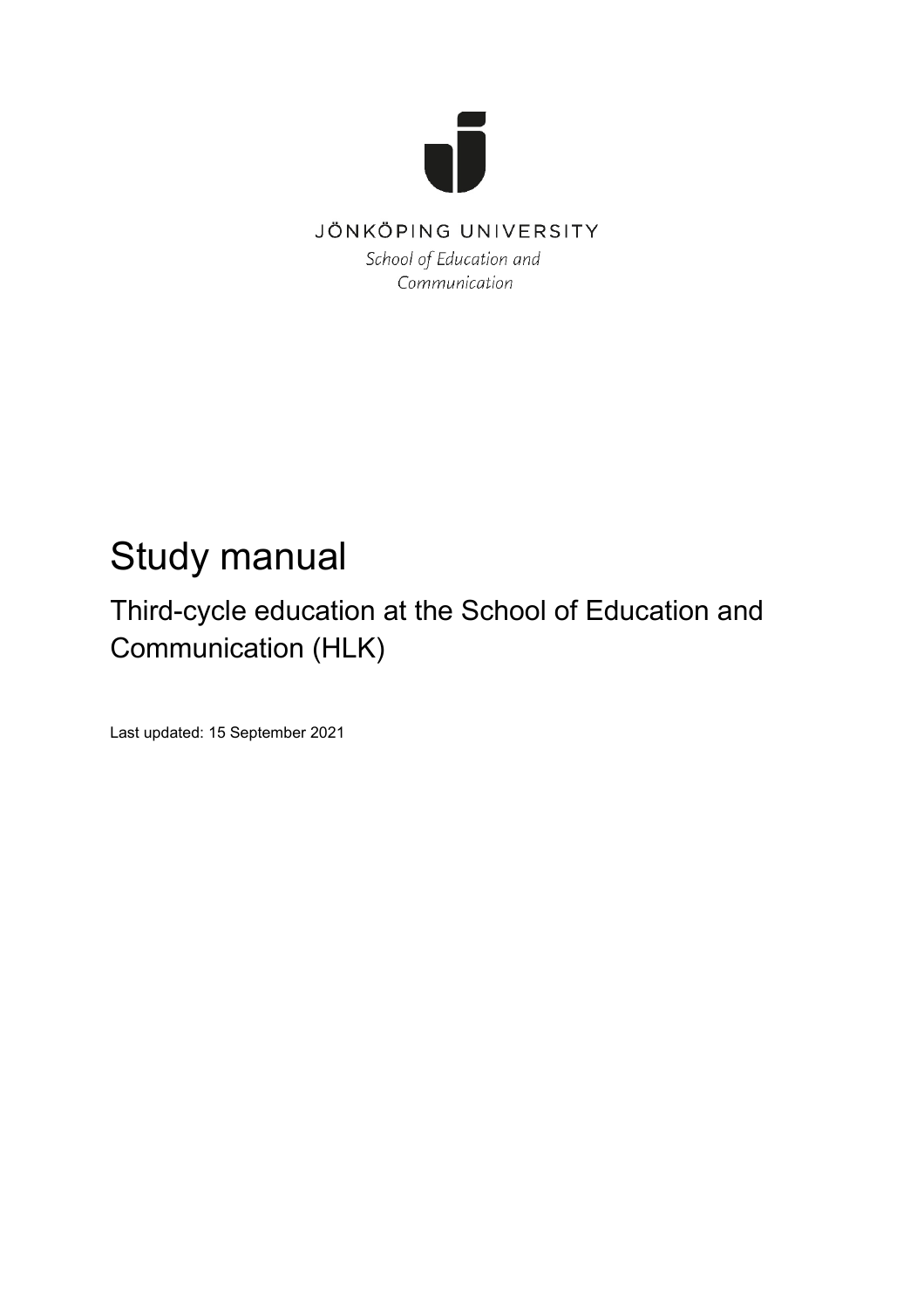JÖNKÖPING UNIVERSITY

*School of Education and Communication*

# Study manual

## Third-cycle education at the School of Education and Communication (HLK)

Last updated: 15 September 2021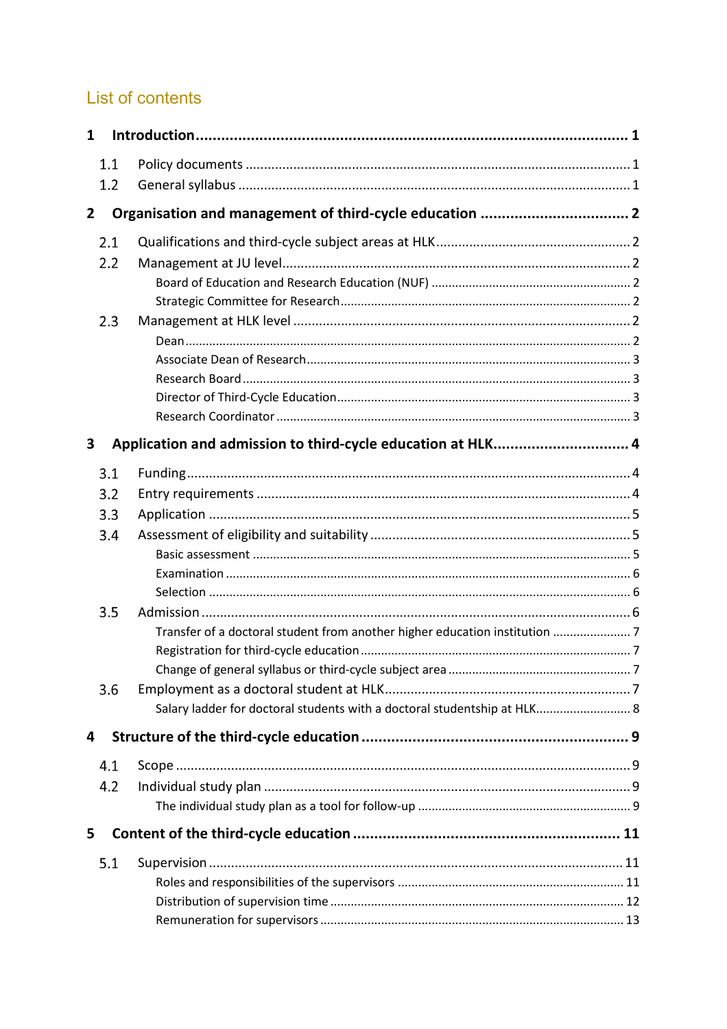## List of contents

**1 Introduction ........................................................................................................ 1**

- 1.1 Policy documents ........................................................................................ 1
- 1.2 General syllabus .......................................................................................... 1

**2 Organisation and management of third-cycle education .................................. 2**

- 2.1 Qualifications and third-cycle subject areas at HLK .................................................... 2
- 2.2 Management at JU level ............................................................................. 2
  - Board of Education and Research Education (NUF) ........................................................ 2
  - Strategic Committee for Research ................................................................... 2
- 2.3 Management at HLK level ........................................................................... 2
  - Dean ................................................................................................... 2
  - Associate Dean of Research ............................................................................ 3
  - Research Board ........................................................................................ 3
  - Director of Third-Cycle Education .................................................................... 3
  - Research Coordinator ................................................................................. 3

**3 Application and admission to third-cycle education at HLK................................ 4**

- 3.1 Funding ...................................................................................................... 4
- 3.2 Entry requirements ..................................................................................... 4
- 3.3 Application ................................................................................................. 5
- 3.4 Assessment of eligibility and suitability ...................................................... 5
  - Basic assessment ..................................................................................... 5
  - Examination ........................................................................................... 6
  - Selection .............................................................................................. 6
- 3.5 Admission ................................................................................................... 6
  - Transfer of a doctoral student from another higher education institution ....................... 7
  - Registration for third-cycle education ............................................................... 7
  - Change of general syllabus or third-cycle subject area .................................................... 7
- 3.6 Employment as a doctoral student at HLK.................................................. 7
  - Salary ladder for doctoral students with a doctoral studentship at HLK............................ 8

**4 Structure of the third-cycle education ................................................................ 9**

- 4.1 Scope .......................................................................................................... 9
- 4.2 Individual study plan ................................................................................... 9
  - The individual study plan as a tool for follow-up .............................................................. 9

**5 Content of the third-cycle education ............................................................... 11**

- 5.1 Supervision ............................................................................................... 11
  - Roles and responsibilities of the supervisors .................................................................. 11
  - Distribution of supervision time ..................................................................................... 12
  - Remuneration for supervisors ......................................................................................... 13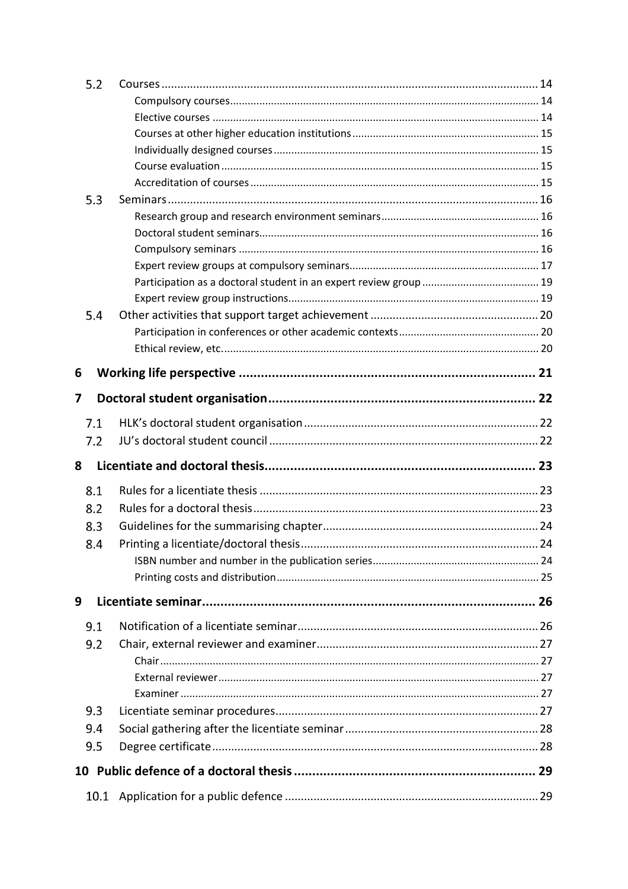5.2 Courses ..... 14

- Compulsory courses ..... 14
- Elective courses ..... 14
- Courses at other higher education institutions ..... 15
- Individually designed courses ..... 15
- Course evaluation ..... 15
- Accreditation of courses ..... 15

5.3 Seminars ..... 16

- Research group and research environment seminars ..... 16
- Doctoral student seminars ..... 16
- Compulsory seminars ..... 16
- Expert review groups at compulsory seminars ..... 17
- Participation as a doctoral student in an expert review group ..... 19
- Expert review group instructions ..... 19

5.4 Other activities that support target achievement ..... 20

- Participation in conferences or other academic contexts ..... 20
- Ethical review, etc. ..... 20

**6 Working life perspective ..... 21**

**7 Doctoral student organisation ..... 22**

7.1 HLK's doctoral student organisation ..... 22

7.2 JU's doctoral student council ..... 22

**8 Licentiate and doctoral thesis ..... 23**

8.1 Rules for a licentiate thesis ..... 23

8.2 Rules for a doctoral thesis ..... 23

8.3 Guidelines for the summarising chapter ..... 24

8.4 Printing a licentiate/doctoral thesis ..... 24

- ISBN number and number in the publication series ..... 24
- Printing costs and distribution ..... 25

**9 Licentiate seminar ..... 26**

9.1 Notification of a licentiate seminar ..... 26

9.2 Chair, external reviewer and examiner ..... 27

- Chair ..... 27
- External reviewer ..... 27
- Examiner ..... 27

9.3 Licentiate seminar procedures ..... 27

9.4 Social gathering after the licentiate seminar ..... 28

9.5 Degree certificate ..... 28

**10 Public defence of a doctoral thesis ..... 29**

10.1 Application for a public defence ..... 29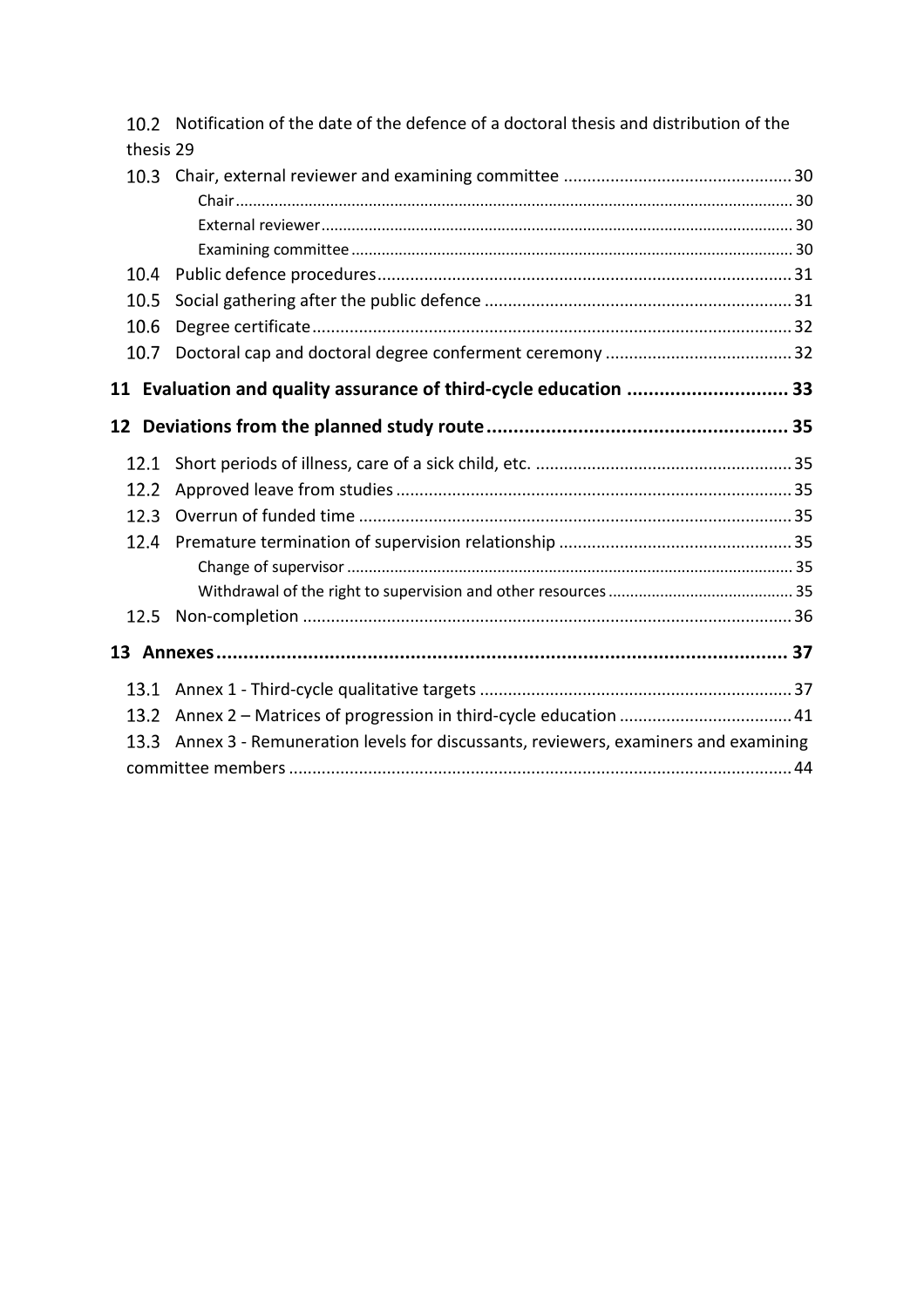10.2 Notification of the date of the defence of a doctoral thesis and distribution of the thesis 29

10.3 Chair, external reviewer and examining committee ... 30

Chair ... 30

External reviewer ... 30

Examining committee ... 30

10.4 Public defence procedures ... 31

10.5 Social gathering after the public defence ... 31

10.6 Degree certificate ... 32

10.7 Doctoral cap and doctoral degree conferment ceremony ... 32

**11 Evaluation and quality assurance of third-cycle education ... 33**

**12 Deviations from the planned study route ... 35**

12.1 Short periods of illness, care of a sick child, etc. ... 35

12.2 Approved leave from studies ... 35

12.3 Overrun of funded time ... 35

12.4 Premature termination of supervision relationship ... 35

Change of supervisor ... 35

Withdrawal of the right to supervision and other resources ... 35

12.5 Non-completion ... 36

**13 Annexes ... 37**

13.1 Annex 1 - Third-cycle qualitative targets ... 37

13.2 Annex 2 – Matrices of progression in third-cycle education ... 41

13.3 Annex 3 - Remuneration levels for discussants, reviewers, examiners and examining committee members ... 44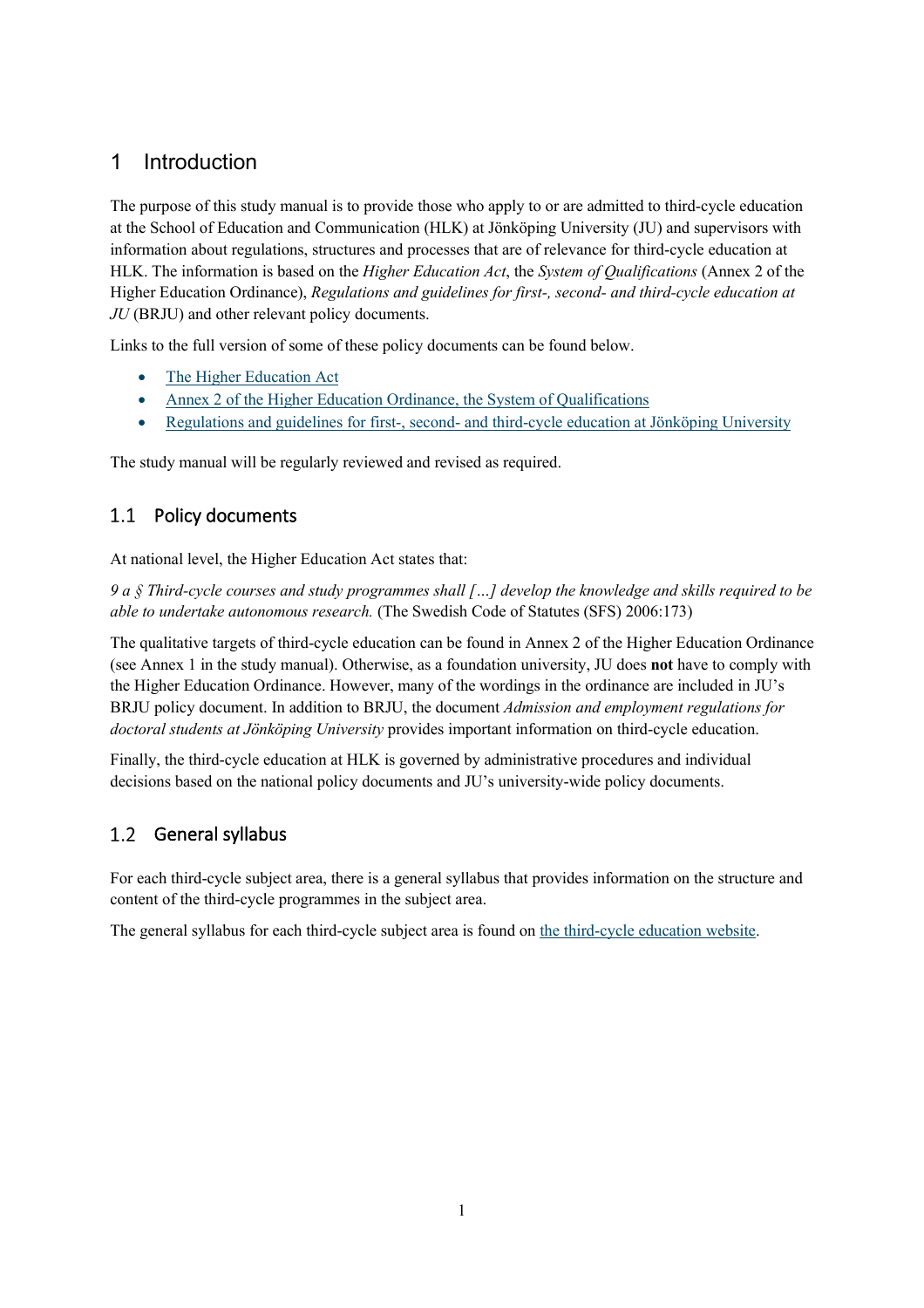# 1 Introduction

The purpose of this study manual is to provide those who apply to or are admitted to third-cycle education at the School of Education and Communication (HLK) at Jönköping University (JU) and supervisors with information about regulations, structures and processes that are of relevance for third-cycle education at HLK. The information is based on the *Higher Education Act*, the *System of Qualifications* (Annex 2 of the Higher Education Ordinance), *Regulations and guidelines for first-, second- and third-cycle education at JU* (BRJU) and other relevant policy documents.

Links to the full version of some of these policy documents can be found below.

- The Higher Education Act
- Annex 2 of the Higher Education Ordinance, the System of Qualifications
- Regulations and guidelines for first-, second- and third-cycle education at Jönköping University

The study manual will be regularly reviewed and revised as required.

## 1.1 Policy documents

At national level, the Higher Education Act states that:

*9 a § Third-cycle courses and study programmes shall […] develop the knowledge and skills required to be able to undertake autonomous research.* (The Swedish Code of Statutes (SFS) 2006:173)

The qualitative targets of third-cycle education can be found in Annex 2 of the Higher Education Ordinance (see Annex 1 in the study manual). Otherwise, as a foundation university, JU does **not** have to comply with the Higher Education Ordinance. However, many of the wordings in the ordinance are included in JU's BRJU policy document. In addition to BRJU, the document *Admission and employment regulations for doctoral students at Jönköping University* provides important information on third-cycle education.

Finally, the third-cycle education at HLK is governed by administrative procedures and individual decisions based on the national policy documents and JU's university-wide policy documents.

## 1.2 General syllabus

For each third-cycle subject area, there is a general syllabus that provides information on the structure and content of the third-cycle programmes in the subject area.

The general syllabus for each third-cycle subject area is found on the third-cycle education website.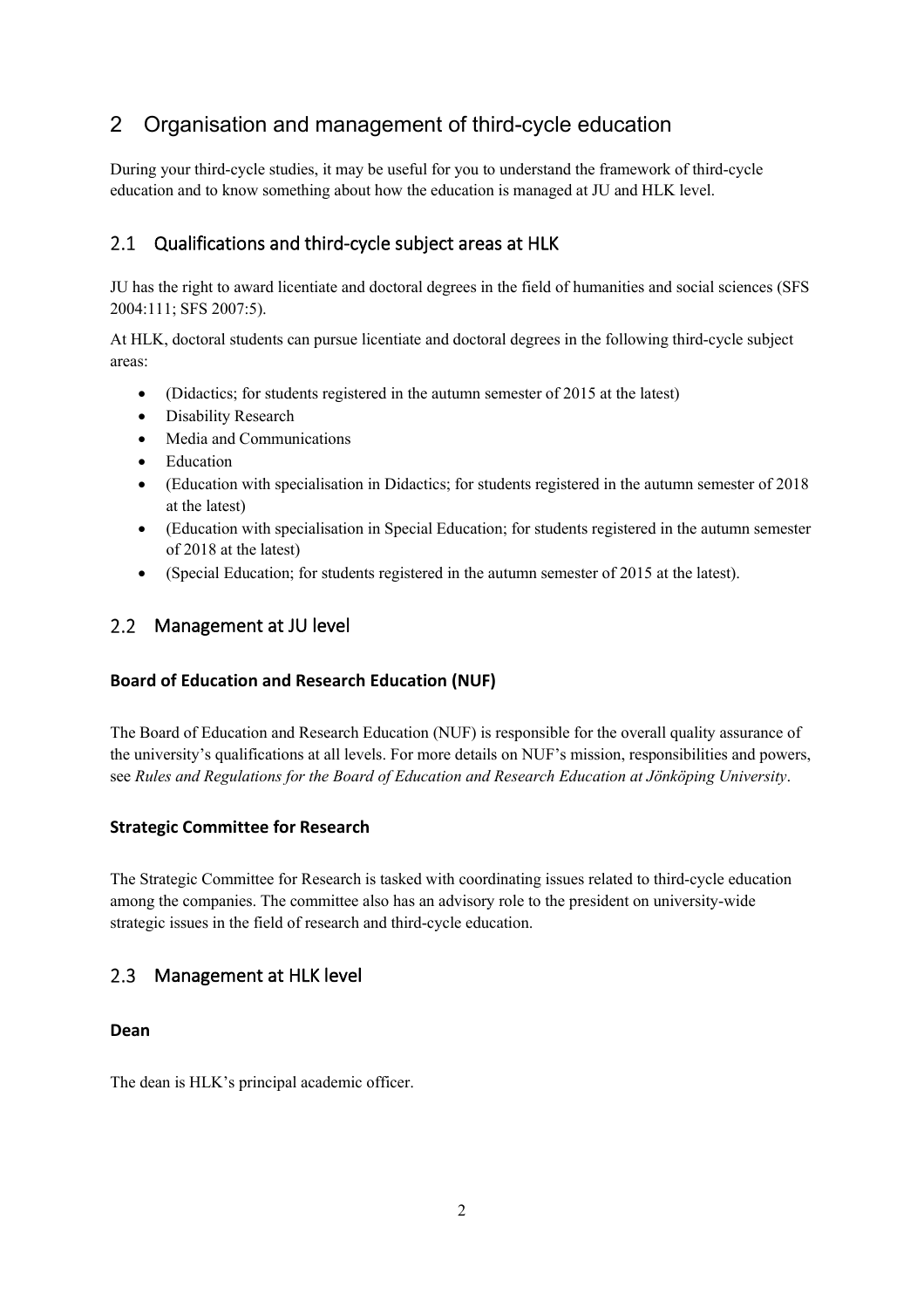# 2 Organisation and management of third-cycle education

During your third-cycle studies, it may be useful for you to understand the framework of third-cycle education and to know something about how the education is managed at JU and HLK level.

## 2.1 Qualifications and third-cycle subject areas at HLK

JU has the right to award licentiate and doctoral degrees in the field of humanities and social sciences (SFS 2004:111; SFS 2007:5).

At HLK, doctoral students can pursue licentiate and doctoral degrees in the following third-cycle subject areas:

- (Didactics; for students registered in the autumn semester of 2015 at the latest)
- Disability Research
- Media and Communications
- Education
- (Education with specialisation in Didactics; for students registered in the autumn semester of 2018 at the latest)
- (Education with specialisation in Special Education; for students registered in the autumn semester of 2018 at the latest)
- (Special Education; for students registered in the autumn semester of 2015 at the latest).

## 2.2 Management at JU level

### Board of Education and Research Education (NUF)

The Board of Education and Research Education (NUF) is responsible for the overall quality assurance of the university's qualifications at all levels. For more details on NUF's mission, responsibilities and powers, see *Rules and Regulations for the Board of Education and Research Education at Jönköping University*.

### Strategic Committee for Research

The Strategic Committee for Research is tasked with coordinating issues related to third-cycle education among the companies. The committee also has an advisory role to the president on university-wide strategic issues in the field of research and third-cycle education.

## 2.3 Management at HLK level

### Dean

The dean is HLK's principal academic officer.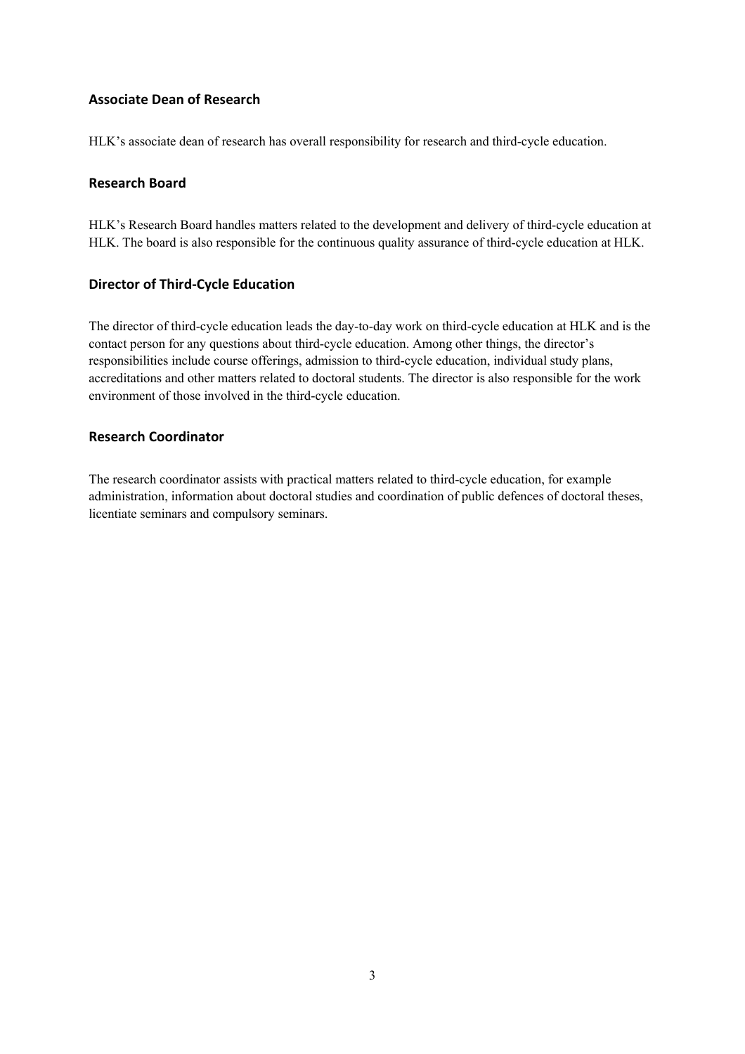## Associate Dean of Research

HLK's associate dean of research has overall responsibility for research and third-cycle education.

## Research Board

HLK's Research Board handles matters related to the development and delivery of third-cycle education at HLK. The board is also responsible for the continuous quality assurance of third-cycle education at HLK.

## Director of Third-Cycle Education

The director of third-cycle education leads the day-to-day work on third-cycle education at HLK and is the contact person for any questions about third-cycle education. Among other things, the director's responsibilities include course offerings, admission to third-cycle education, individual study plans, accreditations and other matters related to doctoral students. The director is also responsible for the work environment of those involved in the third-cycle education.

## Research Coordinator

The research coordinator assists with practical matters related to third-cycle education, for example administration, information about doctoral studies and coordination of public defences of doctoral theses, licentiate seminars and compulsory seminars.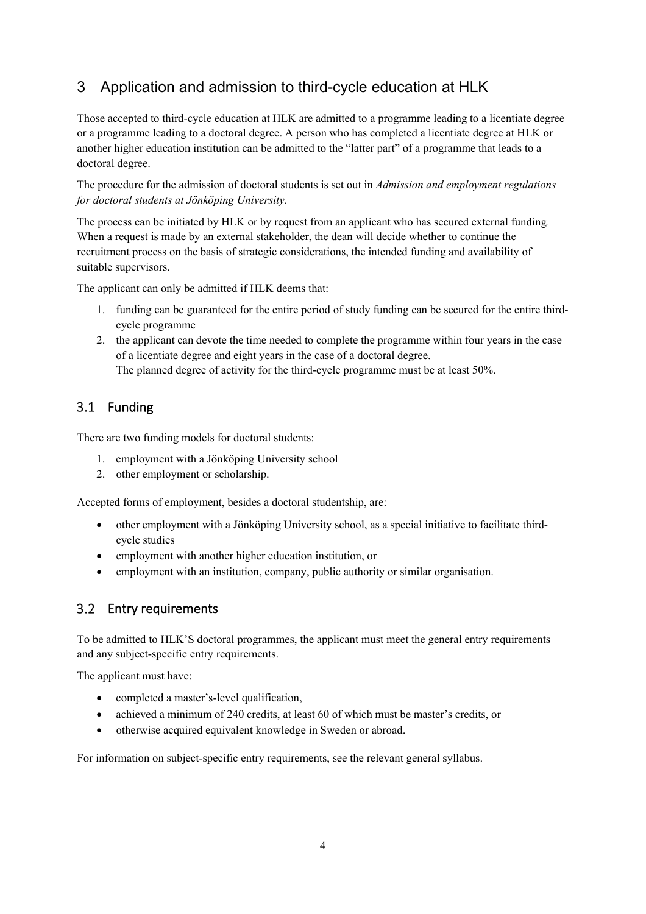# 3 Application and admission to third-cycle education at HLK

Those accepted to third-cycle education at HLK are admitted to a programme leading to a licentiate degree or a programme leading to a doctoral degree. A person who has completed a licentiate degree at HLK or another higher education institution can be admitted to the "latter part" of a programme that leads to a doctoral degree.

The procedure for the admission of doctoral students is set out in *Admission and employment regulations for doctoral students at Jönköping University.*

The process can be initiated by HLK or by request from an applicant who has secured external funding. When a request is made by an external stakeholder, the dean will decide whether to continue the recruitment process on the basis of strategic considerations, the intended funding and availability of suitable supervisors.

The applicant can only be admitted if HLK deems that:

1. funding can be guaranteed for the entire period of study funding can be secured for the entire third-cycle programme
2. the applicant can devote the time needed to complete the programme within four years in the case of a licentiate degree and eight years in the case of a doctoral degree.
   The planned degree of activity for the third-cycle programme must be at least 50%.

## 3.1 Funding

There are two funding models for doctoral students:

1. employment with a Jönköping University school
2. other employment or scholarship.

Accepted forms of employment, besides a doctoral studentship, are:

- other employment with a Jönköping University school, as a special initiative to facilitate third-cycle studies
- employment with another higher education institution, or
- employment with an institution, company, public authority or similar organisation.

## 3.2 Entry requirements

To be admitted to HLK'S doctoral programmes, the applicant must meet the general entry requirements and any subject-specific entry requirements.

The applicant must have:

- completed a master's-level qualification,
- achieved a minimum of 240 credits, at least 60 of which must be master's credits, or
- otherwise acquired equivalent knowledge in Sweden or abroad.

For information on subject-specific entry requirements, see the relevant general syllabus.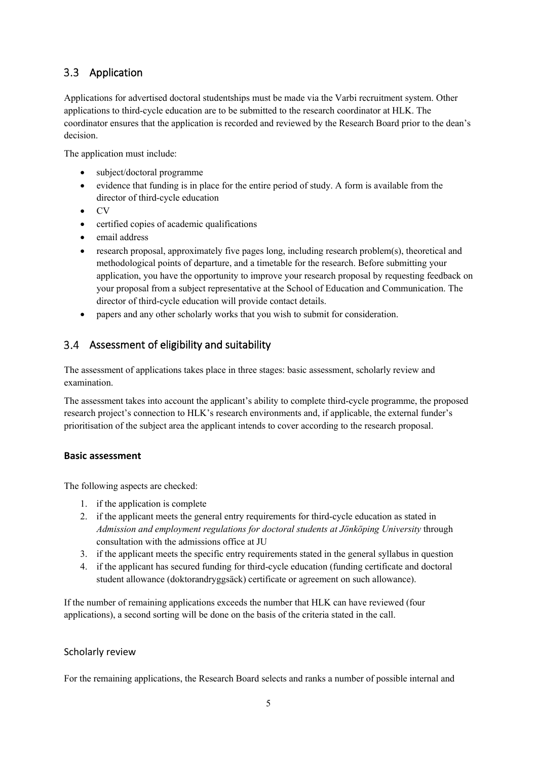## 3.3 Application

Applications for advertised doctoral studentships must be made via the Varbi recruitment system. Other applications to third-cycle education are to be submitted to the research coordinator at HLK. The coordinator ensures that the application is recorded and reviewed by the Research Board prior to the dean's decision.

The application must include:

- subject/doctoral programme
- evidence that funding is in place for the entire period of study. A form is available from the director of third-cycle education
- CV
- certified copies of academic qualifications
- email address
- research proposal, approximately five pages long, including research problem(s), theoretical and methodological points of departure, and a timetable for the research. Before submitting your application, you have the opportunity to improve your research proposal by requesting feedback on your proposal from a subject representative at the School of Education and Communication. The director of third-cycle education will provide contact details.
- papers and any other scholarly works that you wish to submit for consideration.

## 3.4 Assessment of eligibility and suitability

The assessment of applications takes place in three stages: basic assessment, scholarly review and examination.

The assessment takes into account the applicant's ability to complete third-cycle programme, the proposed research project's connection to HLK's research environments and, if applicable, the external funder's prioritisation of the subject area the applicant intends to cover according to the research proposal.

### Basic assessment

The following aspects are checked:

1. if the application is complete
2. if the applicant meets the general entry requirements for third-cycle education as stated in *Admission and employment regulations for doctoral students at Jönköping University* through consultation with the admissions office at JU
3. if the applicant meets the specific entry requirements stated in the general syllabus in question
4. if the applicant has secured funding for third-cycle education (funding certificate and doctoral student allowance (doktorandryggsäck) certificate or agreement on such allowance).

If the number of remaining applications exceeds the number that HLK can have reviewed (four applications), a second sorting will be done on the basis of the criteria stated in the call.

### Scholarly review

For the remaining applications, the Research Board selects and ranks a number of possible internal and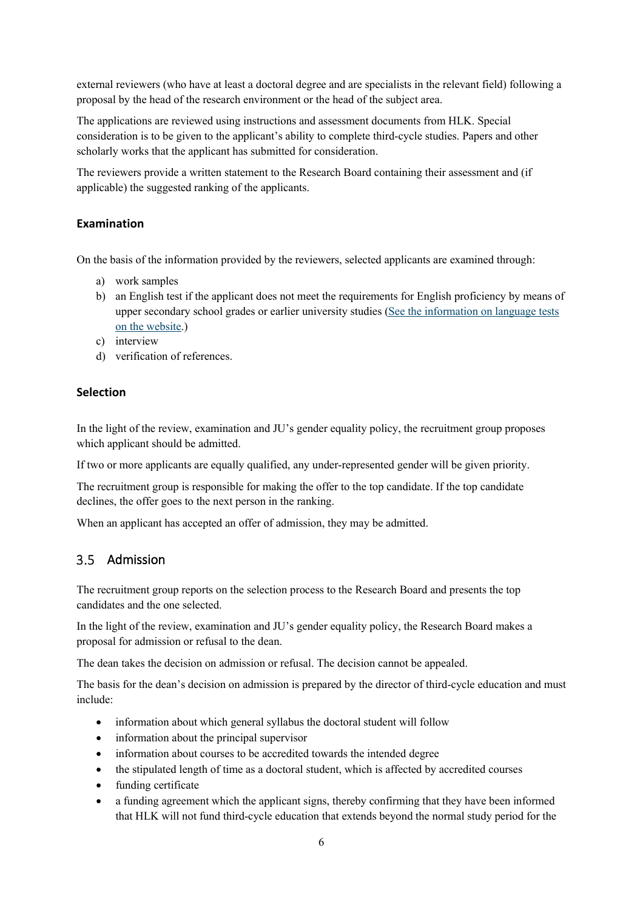external reviewers (who have at least a doctoral degree and are specialists in the relevant field) following a proposal by the head of the research environment or the head of the subject area.

The applications are reviewed using instructions and assessment documents from HLK. Special consideration is to be given to the applicant's ability to complete third-cycle studies. Papers and other scholarly works that the applicant has submitted for consideration.

The reviewers provide a written statement to the Research Board containing their assessment and (if applicable) the suggested ranking of the applicants.

### Examination

On the basis of the information provided by the reviewers, selected applicants are examined through:

a) work samples
b) an English test if the applicant does not meet the requirements for English proficiency by means of upper secondary school grades or earlier university studies (See the information on language tests on the website.)
c) interview
d) verification of references.

### Selection

In the light of the review, examination and JU's gender equality policy, the recruitment group proposes which applicant should be admitted.

If two or more applicants are equally qualified, any under-represented gender will be given priority.

The recruitment group is responsible for making the offer to the top candidate. If the top candidate declines, the offer goes to the next person in the ranking.

When an applicant has accepted an offer of admission, they may be admitted.

## 3.5 Admission

The recruitment group reports on the selection process to the Research Board and presents the top candidates and the one selected.

In the light of the review, examination and JU's gender equality policy, the Research Board makes a proposal for admission or refusal to the dean.

The dean takes the decision on admission or refusal. The decision cannot be appealed.

The basis for the dean's decision on admission is prepared by the director of third-cycle education and must include:

- information about which general syllabus the doctoral student will follow
- information about the principal supervisor
- information about courses to be accredited towards the intended degree
- the stipulated length of time as a doctoral student, which is affected by accredited courses
- funding certificate
- a funding agreement which the applicant signs, thereby confirming that they have been informed that HLK will not fund third-cycle education that extends beyond the normal study period for the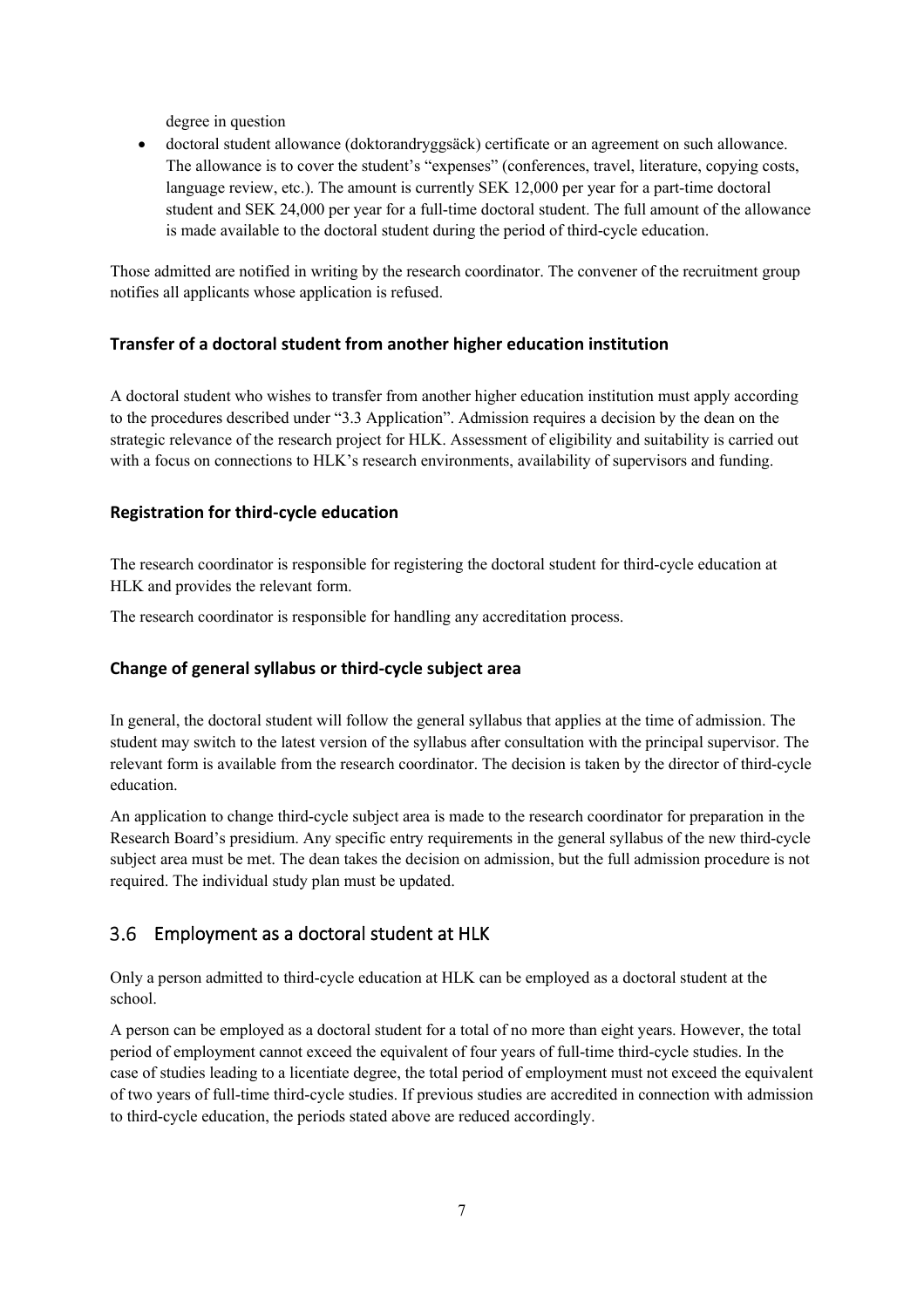degree in question

- doctoral student allowance (doktorandryggsäck) certificate or an agreement on such allowance. The allowance is to cover the student's "expenses" (conferences, travel, literature, copying costs, language review, etc.). The amount is currently SEK 12,000 per year for a part-time doctoral student and SEK 24,000 per year for a full-time doctoral student. The full amount of the allowance is made available to the doctoral student during the period of third-cycle education.

Those admitted are notified in writing by the research coordinator. The convener of the recruitment group notifies all applicants whose application is refused.

### Transfer of a doctoral student from another higher education institution

A doctoral student who wishes to transfer from another higher education institution must apply according to the procedures described under "3.3 Application". Admission requires a decision by the dean on the strategic relevance of the research project for HLK. Assessment of eligibility and suitability is carried out with a focus on connections to HLK's research environments, availability of supervisors and funding.

### Registration for third-cycle education

The research coordinator is responsible for registering the doctoral student for third-cycle education at HLK and provides the relevant form.

The research coordinator is responsible for handling any accreditation process.

### Change of general syllabus or third-cycle subject area

In general, the doctoral student will follow the general syllabus that applies at the time of admission. The student may switch to the latest version of the syllabus after consultation with the principal supervisor. The relevant form is available from the research coordinator. The decision is taken by the director of third-cycle education.

An application to change third-cycle subject area is made to the research coordinator for preparation in the Research Board's presidium. Any specific entry requirements in the general syllabus of the new third-cycle subject area must be met. The dean takes the decision on admission, but the full admission procedure is not required. The individual study plan must be updated.

## 3.6 Employment as a doctoral student at HLK

Only a person admitted to third-cycle education at HLK can be employed as a doctoral student at the school.

A person can be employed as a doctoral student for a total of no more than eight years. However, the total period of employment cannot exceed the equivalent of four years of full-time third-cycle studies. In the case of studies leading to a licentiate degree, the total period of employment must not exceed the equivalent of two years of full-time third-cycle studies. If previous studies are accredited in connection with admission to third-cycle education, the periods stated above are reduced accordingly.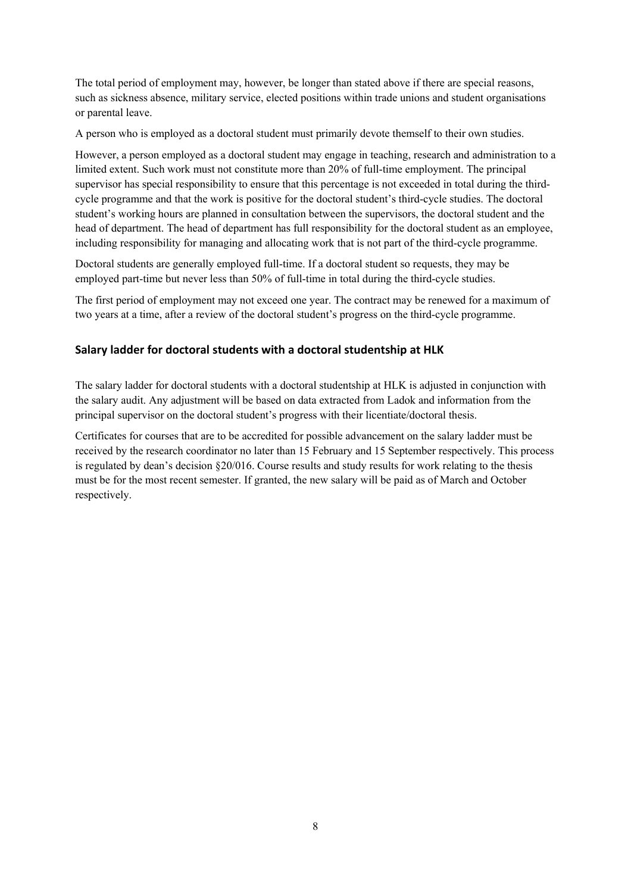The total period of employment may, however, be longer than stated above if there are special reasons, such as sickness absence, military service, elected positions within trade unions and student organisations or parental leave.

A person who is employed as a doctoral student must primarily devote themself to their own studies.

However, a person employed as a doctoral student may engage in teaching, research and administration to a limited extent. Such work must not constitute more than 20% of full-time employment. The principal supervisor has special responsibility to ensure that this percentage is not exceeded in total during the third-cycle programme and that the work is positive for the doctoral student's third-cycle studies. The doctoral student's working hours are planned in consultation between the supervisors, the doctoral student and the head of department. The head of department has full responsibility for the doctoral student as an employee, including responsibility for managing and allocating work that is not part of the third-cycle programme.

Doctoral students are generally employed full-time. If a doctoral student so requests, they may be employed part-time but never less than 50% of full-time in total during the third-cycle studies.

The first period of employment may not exceed one year. The contract may be renewed for a maximum of two years at a time, after a review of the doctoral student's progress on the third-cycle programme.

### Salary ladder for doctoral students with a doctoral studentship at HLK

The salary ladder for doctoral students with a doctoral studentship at HLK is adjusted in conjunction with the salary audit. Any adjustment will be based on data extracted from Ladok and information from the principal supervisor on the doctoral student's progress with their licentiate/doctoral thesis.

Certificates for courses that are to be accredited for possible advancement on the salary ladder must be received by the research coordinator no later than 15 February and 15 September respectively. This process is regulated by dean's decision §20/016. Course results and study results for work relating to the thesis must be for the most recent semester. If granted, the new salary will be paid as of March and October respectively.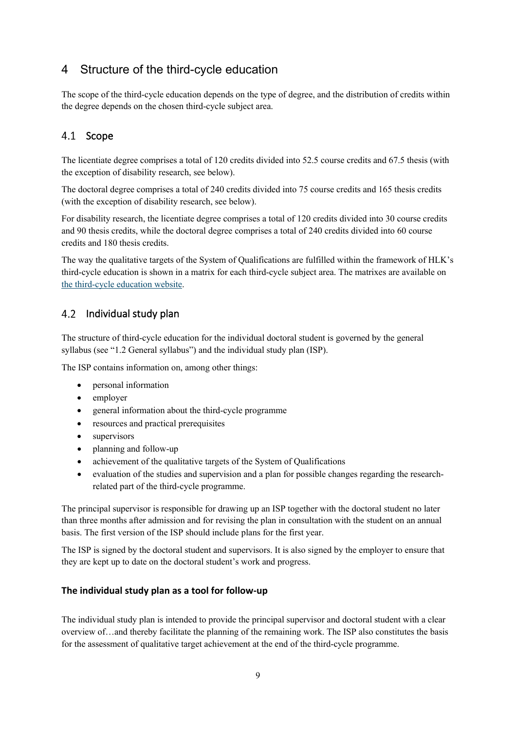# 4 Structure of the third-cycle education

The scope of the third-cycle education depends on the type of degree, and the distribution of credits within the degree depends on the chosen third-cycle subject area.

## 4.1 Scope

The licentiate degree comprises a total of 120 credits divided into 52.5 course credits and 67.5 thesis (with the exception of disability research, see below).

The doctoral degree comprises a total of 240 credits divided into 75 course credits and 165 thesis credits (with the exception of disability research, see below).

For disability research, the licentiate degree comprises a total of 120 credits divided into 30 course credits and 90 thesis credits, while the doctoral degree comprises a total of 240 credits divided into 60 course credits and 180 thesis credits.

The way the qualitative targets of the System of Qualifications are fulfilled within the framework of HLK's third-cycle education is shown in a matrix for each third-cycle subject area. The matrixes are available on the third-cycle education website.

## 4.2 Individual study plan

The structure of third-cycle education for the individual doctoral student is governed by the general syllabus (see "1.2 General syllabus") and the individual study plan (ISP).

The ISP contains information on, among other things:

- personal information
- employer
- general information about the third-cycle programme
- resources and practical prerequisites
- supervisors
- planning and follow-up
- achievement of the qualitative targets of the System of Qualifications
- evaluation of the studies and supervision and a plan for possible changes regarding the research-related part of the third-cycle programme.

The principal supervisor is responsible for drawing up an ISP together with the doctoral student no later than three months after admission and for revising the plan in consultation with the student on an annual basis. The first version of the ISP should include plans for the first year.

The ISP is signed by the doctoral student and supervisors. It is also signed by the employer to ensure that they are kept up to date on the doctoral student's work and progress.

### The individual study plan as a tool for follow-up

The individual study plan is intended to provide the principal supervisor and doctoral student with a clear overview of…and thereby facilitate the planning of the remaining work. The ISP also constitutes the basis for the assessment of qualitative target achievement at the end of the third-cycle programme.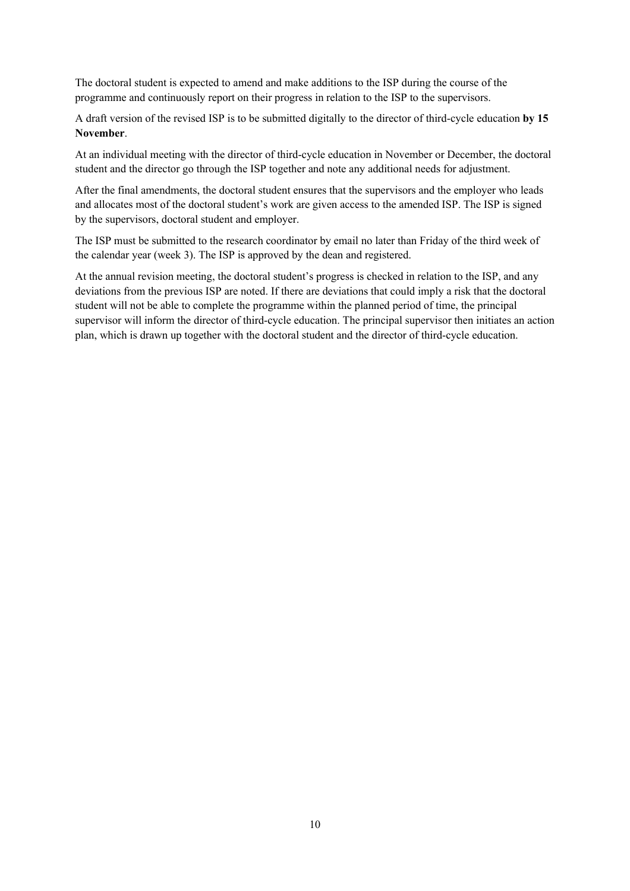The doctoral student is expected to amend and make additions to the ISP during the course of the programme and continuously report on their progress in relation to the ISP to the supervisors.

A draft version of the revised ISP is to be submitted digitally to the director of third-cycle education **by 15 November**.

At an individual meeting with the director of third-cycle education in November or December, the doctoral student and the director go through the ISP together and note any additional needs for adjustment.

After the final amendments, the doctoral student ensures that the supervisors and the employer who leads and allocates most of the doctoral student's work are given access to the amended ISP. The ISP is signed by the supervisors, doctoral student and employer.

The ISP must be submitted to the research coordinator by email no later than Friday of the third week of the calendar year (week 3). The ISP is approved by the dean and registered.

At the annual revision meeting, the doctoral student's progress is checked in relation to the ISP, and any deviations from the previous ISP are noted. If there are deviations that could imply a risk that the doctoral student will not be able to complete the programme within the planned period of time, the principal supervisor will inform the director of third-cycle education. The principal supervisor then initiates an action plan, which is drawn up together with the doctoral student and the director of third-cycle education.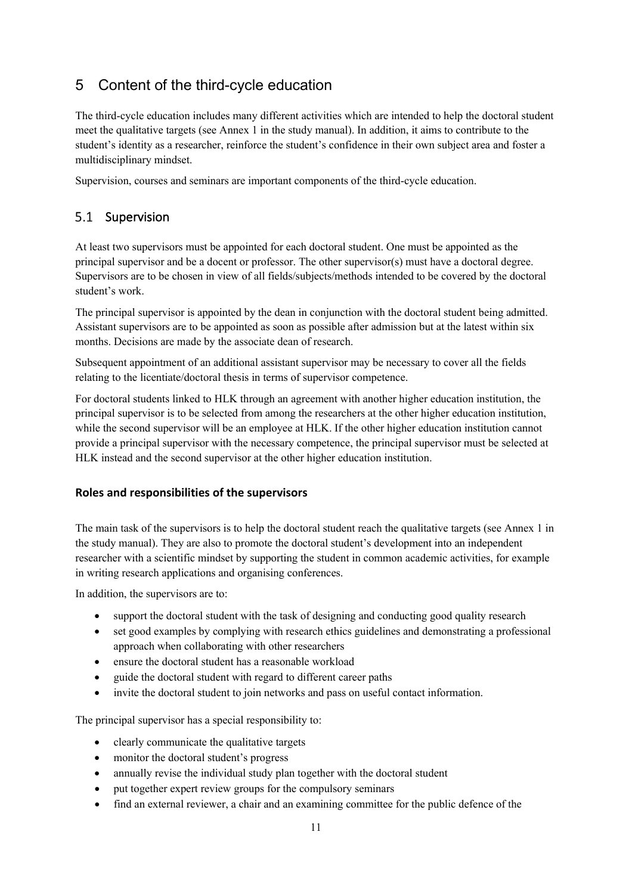# 5 Content of the third-cycle education

The third-cycle education includes many different activities which are intended to help the doctoral student meet the qualitative targets (see Annex 1 in the study manual). In addition, it aims to contribute to the student's identity as a researcher, reinforce the student's confidence in their own subject area and foster a multidisciplinary mindset.

Supervision, courses and seminars are important components of the third-cycle education.

## 5.1 Supervision

At least two supervisors must be appointed for each doctoral student. One must be appointed as the principal supervisor and be a docent or professor. The other supervisor(s) must have a doctoral degree. Supervisors are to be chosen in view of all fields/subjects/methods intended to be covered by the doctoral student's work.

The principal supervisor is appointed by the dean in conjunction with the doctoral student being admitted. Assistant supervisors are to be appointed as soon as possible after admission but at the latest within six months. Decisions are made by the associate dean of research.

Subsequent appointment of an additional assistant supervisor may be necessary to cover all the fields relating to the licentiate/doctoral thesis in terms of supervisor competence.

For doctoral students linked to HLK through an agreement with another higher education institution, the principal supervisor is to be selected from among the researchers at the other higher education institution, while the second supervisor will be an employee at HLK. If the other higher education institution cannot provide a principal supervisor with the necessary competence, the principal supervisor must be selected at HLK instead and the second supervisor at the other higher education institution.

### Roles and responsibilities of the supervisors

The main task of the supervisors is to help the doctoral student reach the qualitative targets (see Annex 1 in the study manual). They are also to promote the doctoral student's development into an independent researcher with a scientific mindset by supporting the student in common academic activities, for example in writing research applications and organising conferences.

In addition, the supervisors are to:

- support the doctoral student with the task of designing and conducting good quality research
- set good examples by complying with research ethics guidelines and demonstrating a professional approach when collaborating with other researchers
- ensure the doctoral student has a reasonable workload
- guide the doctoral student with regard to different career paths
- invite the doctoral student to join networks and pass on useful contact information.

The principal supervisor has a special responsibility to:

- clearly communicate the qualitative targets
- monitor the doctoral student's progress
- annually revise the individual study plan together with the doctoral student
- put together expert review groups for the compulsory seminars
- find an external reviewer, a chair and an examining committee for the public defence of the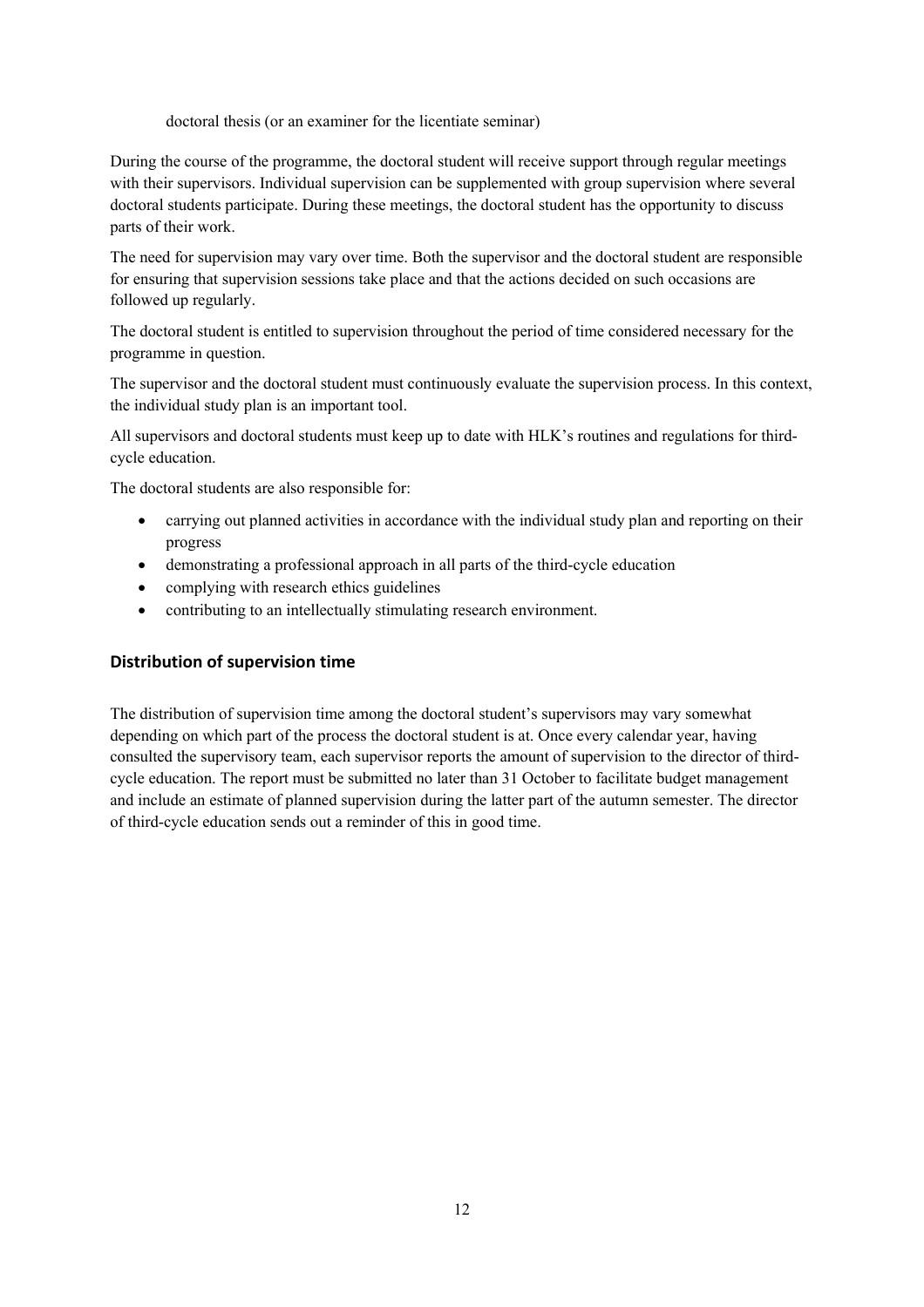doctoral thesis (or an examiner for the licentiate seminar)

During the course of the programme, the doctoral student will receive support through regular meetings with their supervisors. Individual supervision can be supplemented with group supervision where several doctoral students participate. During these meetings, the doctoral student has the opportunity to discuss parts of their work.

The need for supervision may vary over time. Both the supervisor and the doctoral student are responsible for ensuring that supervision sessions take place and that the actions decided on such occasions are followed up regularly.

The doctoral student is entitled to supervision throughout the period of time considered necessary for the programme in question.

The supervisor and the doctoral student must continuously evaluate the supervision process. In this context, the individual study plan is an important tool.

All supervisors and doctoral students must keep up to date with HLK's routines and regulations for third-cycle education.

The doctoral students are also responsible for:

- carrying out planned activities in accordance with the individual study plan and reporting on their progress
- demonstrating a professional approach in all parts of the third-cycle education
- complying with research ethics guidelines
- contributing to an intellectually stimulating research environment.

### Distribution of supervision time

The distribution of supervision time among the doctoral student's supervisors may vary somewhat depending on which part of the process the doctoral student is at. Once every calendar year, having consulted the supervisory team, each supervisor reports the amount of supervision to the director of third-cycle education. The report must be submitted no later than 31 October to facilitate budget management and include an estimate of planned supervision during the latter part of the autumn semester. The director of third-cycle education sends out a reminder of this in good time.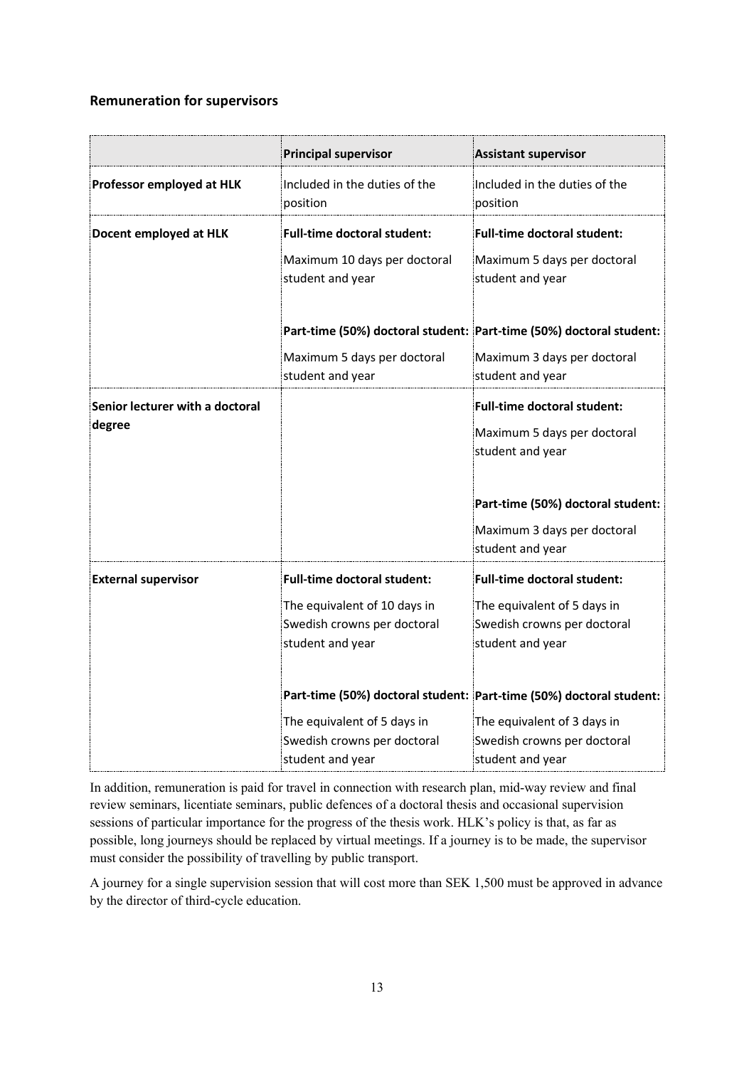### Remuneration for supervisors

| | Principal supervisor | Assistant supervisor |
|---|---|---|
| **Professor employed at HLK** | Included in the duties of the position | Included in the duties of the position |
| **Docent employed at HLK** | **Full-time doctoral student:** Maximum 10 days per doctoral student and year<br><br>**Part-time (50%) doctoral student:** Maximum 5 days per doctoral student and year | **Full-time doctoral student:** Maximum 5 days per doctoral student and year<br><br>**Part-time (50%) doctoral student:** Maximum 3 days per doctoral student and year |
| **Senior lecturer with a doctoral degree** | | **Full-time doctoral student:** Maximum 5 days per doctoral student and year<br><br>**Part-time (50%) doctoral student:** Maximum 3 days per doctoral student and year |
| **External supervisor** | **Full-time doctoral student:** The equivalent of 10 days in Swedish crowns per doctoral student and year<br><br>**Part-time (50%) doctoral student:** The equivalent of 5 days in Swedish crowns per doctoral student and year | **Full-time doctoral student:** The equivalent of 5 days in Swedish crowns per doctoral student and year<br><br>**Part-time (50%) doctoral student:** The equivalent of 3 days in Swedish crowns per doctoral student and year |

In addition, remuneration is paid for travel in connection with research plan, mid-way review and final review seminars, licentiate seminars, public defences of a doctoral thesis and occasional supervision sessions of particular importance for the progress of the thesis work. HLK's policy is that, as far as possible, long journeys should be replaced by virtual meetings. If a journey is to be made, the supervisor must consider the possibility of travelling by public transport.

A journey for a single supervision session that will cost more than SEK 1,500 must be approved in advance by the director of third-cycle education.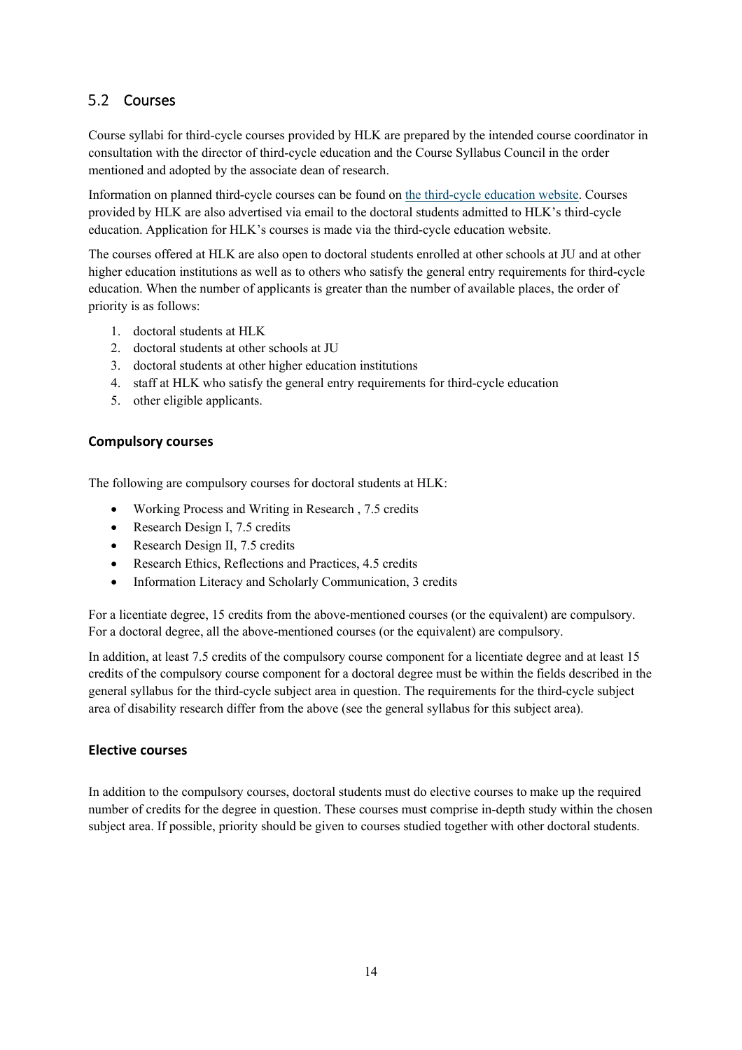## 5.2 Courses

Course syllabi for third-cycle courses provided by HLK are prepared by the intended course coordinator in consultation with the director of third-cycle education and the Course Syllabus Council in the order mentioned and adopted by the associate dean of research.

Information on planned third-cycle courses can be found on [the third-cycle education website](). Courses provided by HLK are also advertised via email to the doctoral students admitted to HLK's third-cycle education. Application for HLK's courses is made via the third-cycle education website.

The courses offered at HLK are also open to doctoral students enrolled at other schools at JU and at other higher education institutions as well as to others who satisfy the general entry requirements for third-cycle education. When the number of applicants is greater than the number of available places, the order of priority is as follows:

1. doctoral students at HLK
2. doctoral students at other schools at JU
3. doctoral students at other higher education institutions
4. staff at HLK who satisfy the general entry requirements for third-cycle education
5. other eligible applicants.

### Compulsory courses

The following are compulsory courses for doctoral students at HLK:

- Working Process and Writing in Research , 7.5 credits
- Research Design I, 7.5 credits
- Research Design II, 7.5 credits
- Research Ethics, Reflections and Practices, 4.5 credits
- Information Literacy and Scholarly Communication, 3 credits

For a licentiate degree, 15 credits from the above-mentioned courses (or the equivalent) are compulsory. For a doctoral degree, all the above-mentioned courses (or the equivalent) are compulsory.

In addition, at least 7.5 credits of the compulsory course component for a licentiate degree and at least 15 credits of the compulsory course component for a doctoral degree must be within the fields described in the general syllabus for the third-cycle subject area in question. The requirements for the third-cycle subject area of disability research differ from the above (see the general syllabus for this subject area).

### Elective courses

In addition to the compulsory courses, doctoral students must do elective courses to make up the required number of credits for the degree in question. These courses must comprise in-depth study within the chosen subject area. If possible, priority should be given to courses studied together with other doctoral students.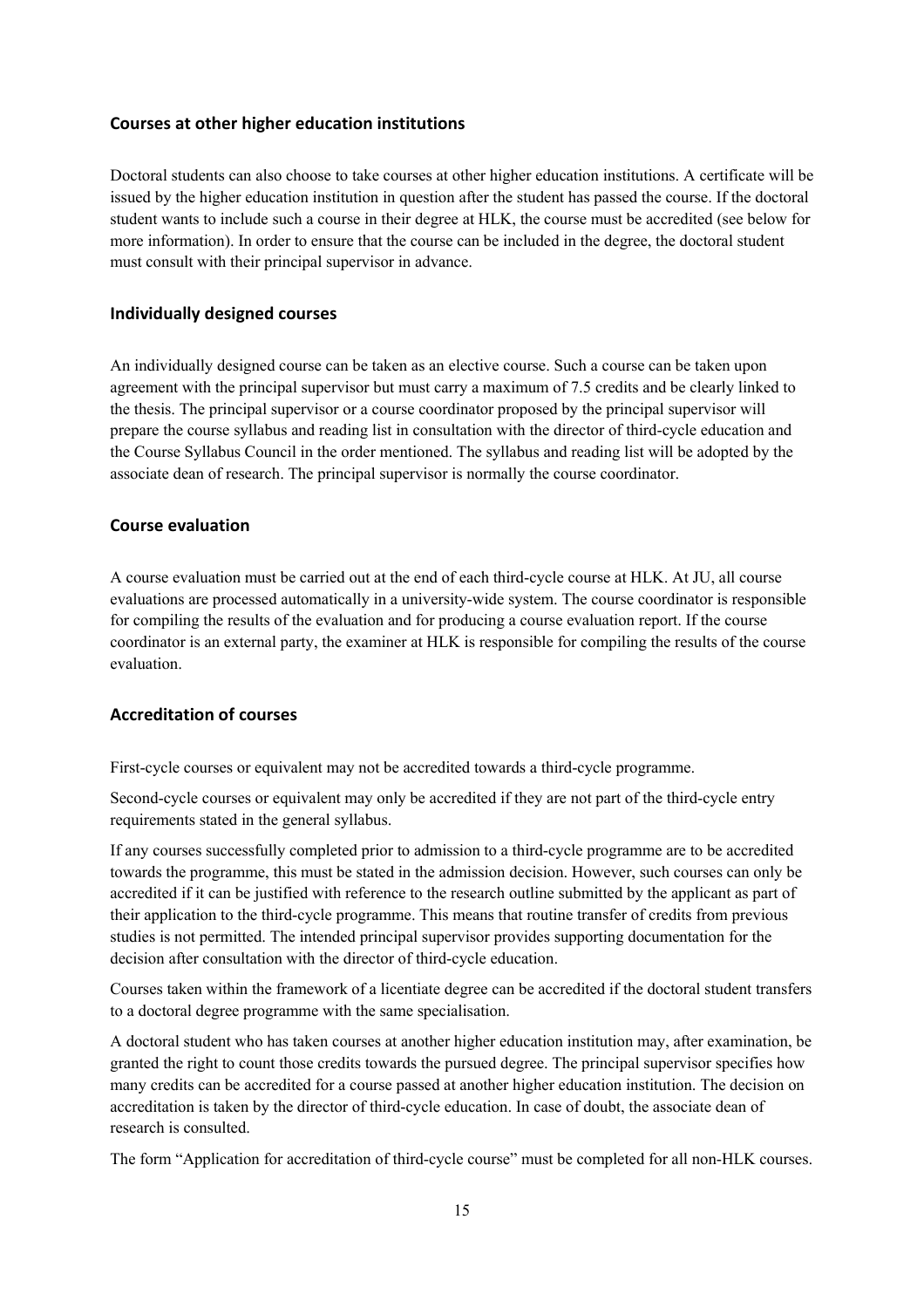### Courses at other higher education institutions

Doctoral students can also choose to take courses at other higher education institutions. A certificate will be issued by the higher education institution in question after the student has passed the course. If the doctoral student wants to include such a course in their degree at HLK, the course must be accredited (see below for more information). In order to ensure that the course can be included in the degree, the doctoral student must consult with their principal supervisor in advance.

### Individually designed courses

An individually designed course can be taken as an elective course. Such a course can be taken upon agreement with the principal supervisor but must carry a maximum of 7.5 credits and be clearly linked to the thesis. The principal supervisor or a course coordinator proposed by the principal supervisor will prepare the course syllabus and reading list in consultation with the director of third-cycle education and the Course Syllabus Council in the order mentioned. The syllabus and reading list will be adopted by the associate dean of research. The principal supervisor is normally the course coordinator.

### Course evaluation

A course evaluation must be carried out at the end of each third-cycle course at HLK. At JU, all course evaluations are processed automatically in a university-wide system. The course coordinator is responsible for compiling the results of the evaluation and for producing a course evaluation report. If the course coordinator is an external party, the examiner at HLK is responsible for compiling the results of the course evaluation.

### Accreditation of courses

First-cycle courses or equivalent may not be accredited towards a third-cycle programme.

Second-cycle courses or equivalent may only be accredited if they are not part of the third-cycle entry requirements stated in the general syllabus.

If any courses successfully completed prior to admission to a third-cycle programme are to be accredited towards the programme, this must be stated in the admission decision. However, such courses can only be accredited if it can be justified with reference to the research outline submitted by the applicant as part of their application to the third-cycle programme. This means that routine transfer of credits from previous studies is not permitted. The intended principal supervisor provides supporting documentation for the decision after consultation with the director of third-cycle education.

Courses taken within the framework of a licentiate degree can be accredited if the doctoral student transfers to a doctoral degree programme with the same specialisation.

A doctoral student who has taken courses at another higher education institution may, after examination, be granted the right to count those credits towards the pursued degree. The principal supervisor specifies how many credits can be accredited for a course passed at another higher education institution. The decision on accreditation is taken by the director of third-cycle education. In case of doubt, the associate dean of research is consulted.

The form "Application for accreditation of third-cycle course" must be completed for all non-HLK courses.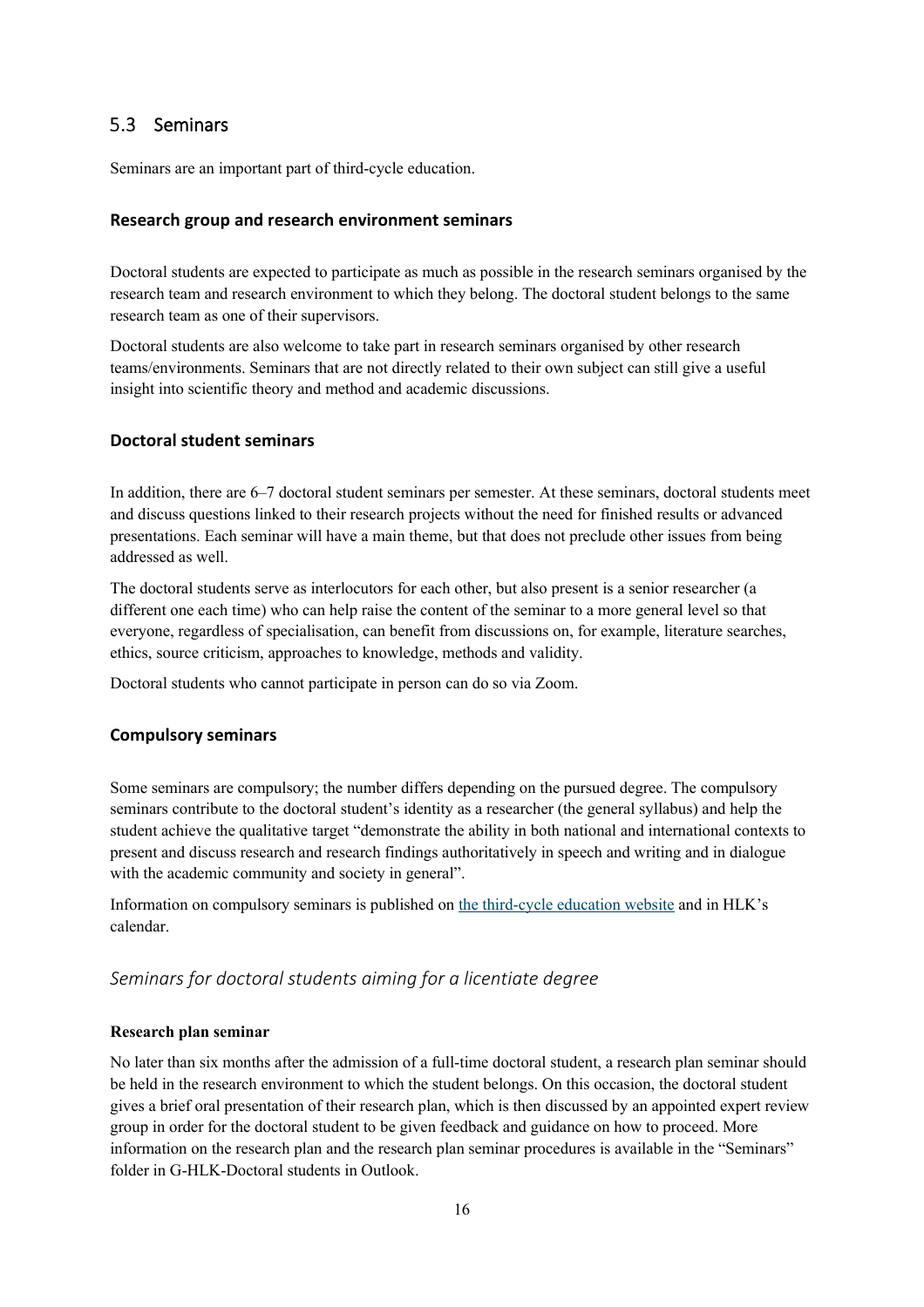## 5.3 Seminars

Seminars are an important part of third-cycle education.

### Research group and research environment seminars

Doctoral students are expected to participate as much as possible in the research seminars organised by the research team and research environment to which they belong. The doctoral student belongs to the same research team as one of their supervisors.

Doctoral students are also welcome to take part in research seminars organised by other research teams/environments. Seminars that are not directly related to their own subject can still give a useful insight into scientific theory and method and academic discussions.

### Doctoral student seminars

In addition, there are 6–7 doctoral student seminars per semester. At these seminars, doctoral students meet and discuss questions linked to their research projects without the need for finished results or advanced presentations. Each seminar will have a main theme, but that does not preclude other issues from being addressed as well.

The doctoral students serve as interlocutors for each other, but also present is a senior researcher (a different one each time) who can help raise the content of the seminar to a more general level so that everyone, regardless of specialisation, can benefit from discussions on, for example, literature searches, ethics, source criticism, approaches to knowledge, methods and validity.

Doctoral students who cannot participate in person can do so via Zoom.

### Compulsory seminars

Some seminars are compulsory; the number differs depending on the pursued degree. The compulsory seminars contribute to the doctoral student's identity as a researcher (the general syllabus) and help the student achieve the qualitative target "demonstrate the ability in both national and international contexts to present and discuss research and research findings authoritatively in speech and writing and in dialogue with the academic community and society in general".

Information on compulsory seminars is published on [the third-cycle education website]() and in HLK's calendar.

#### *Seminars for doctoral students aiming for a licentiate degree*

**Research plan seminar**

No later than six months after the admission of a full-time doctoral student, a research plan seminar should be held in the research environment to which the student belongs. On this occasion, the doctoral student gives a brief oral presentation of their research plan, which is then discussed by an appointed expert review group in order for the doctoral student to be given feedback and guidance on how to proceed. More information on the research plan and the research plan seminar procedures is available in the "Seminars" folder in G-HLK-Doctoral students in Outlook.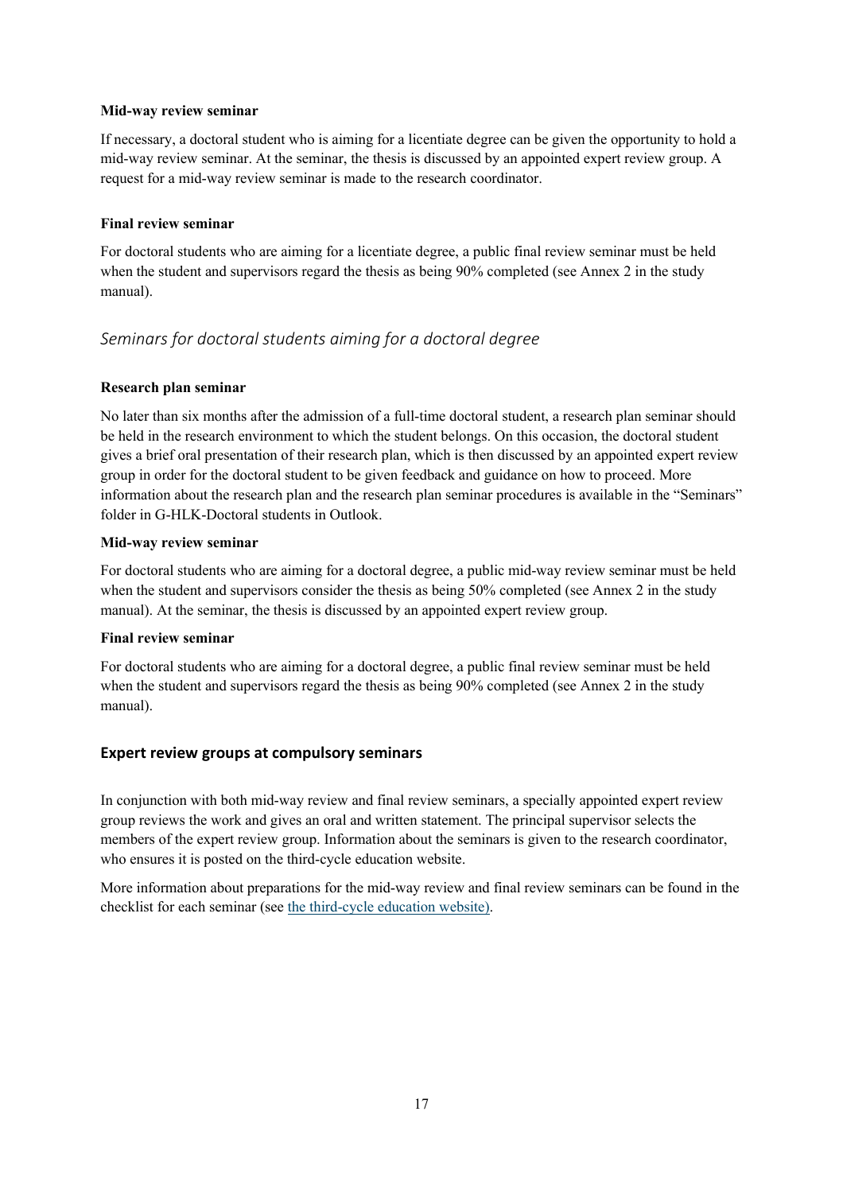#### Mid-way review seminar

If necessary, a doctoral student who is aiming for a licentiate degree can be given the opportunity to hold a mid-way review seminar. At the seminar, the thesis is discussed by an appointed expert review group. A request for a mid-way review seminar is made to the research coordinator.

#### Final review seminar

For doctoral students who are aiming for a licentiate degree, a public final review seminar must be held when the student and supervisors regard the thesis as being 90% completed (see Annex 2 in the study manual).

### *Seminars for doctoral students aiming for a doctoral degree*

#### Research plan seminar

No later than six months after the admission of a full-time doctoral student, a research plan seminar should be held in the research environment to which the student belongs. On this occasion, the doctoral student gives a brief oral presentation of their research plan, which is then discussed by an appointed expert review group in order for the doctoral student to be given feedback and guidance on how to proceed. More information about the research plan and the research plan seminar procedures is available in the "Seminars" folder in G-HLK-Doctoral students in Outlook.

#### Mid-way review seminar

For doctoral students who are aiming for a doctoral degree, a public mid-way review seminar must be held when the student and supervisors consider the thesis as being 50% completed (see Annex 2 in the study manual). At the seminar, the thesis is discussed by an appointed expert review group.

#### Final review seminar

For doctoral students who are aiming for a doctoral degree, a public final review seminar must be held when the student and supervisors regard the thesis as being 90% completed (see Annex 2 in the study manual).

## Expert review groups at compulsory seminars

In conjunction with both mid-way review and final review seminars, a specially appointed expert review group reviews the work and gives an oral and written statement. The principal supervisor selects the members of the expert review group. Information about the seminars is given to the research coordinator, who ensures it is posted on the third-cycle education website.

More information about preparations for the mid-way review and final review seminars can be found in the checklist for each seminar (see the third-cycle education website).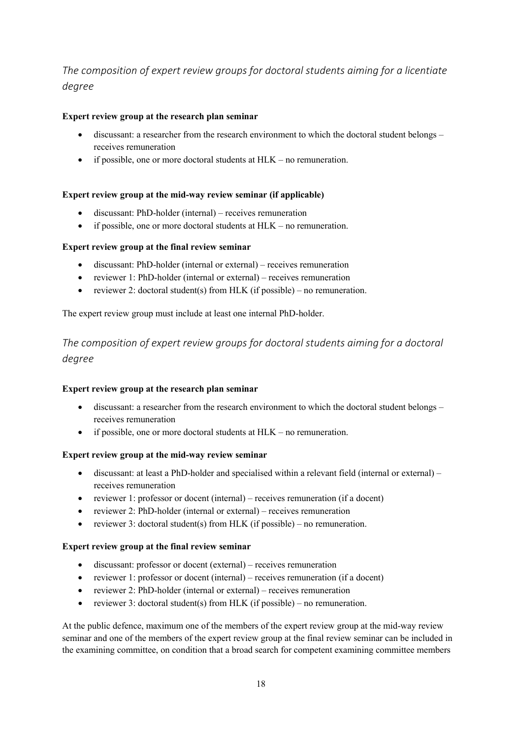## *The composition of expert review groups for doctoral students aiming for a licentiate degree*

**Expert review group at the research plan seminar**

- discussant: a researcher from the research environment to which the doctoral student belongs – receives remuneration
- if possible, one or more doctoral students at HLK – no remuneration.

**Expert review group at the mid-way review seminar (if applicable)**

- discussant: PhD-holder (internal) – receives remuneration
- if possible, one or more doctoral students at HLK – no remuneration.

**Expert review group at the final review seminar**

- discussant: PhD-holder (internal or external) – receives remuneration
- reviewer 1: PhD-holder (internal or external) – receives remuneration
- reviewer 2: doctoral student(s) from HLK (if possible) – no remuneration.

The expert review group must include at least one internal PhD-holder.

## *The composition of expert review groups for doctoral students aiming for a doctoral degree*

**Expert review group at the research plan seminar**

- discussant: a researcher from the research environment to which the doctoral student belongs – receives remuneration
- if possible, one or more doctoral students at HLK – no remuneration.

**Expert review group at the mid-way review seminar**

- discussant: at least a PhD-holder and specialised within a relevant field (internal or external) – receives remuneration
- reviewer 1: professor or docent (internal) – receives remuneration (if a docent)
- reviewer 2: PhD-holder (internal or external) – receives remuneration
- reviewer 3: doctoral student(s) from HLK (if possible) – no remuneration.

**Expert review group at the final review seminar**

- discussant: professor or docent (external) – receives remuneration
- reviewer 1: professor or docent (internal) – receives remuneration (if a docent)
- reviewer 2: PhD-holder (internal or external) – receives remuneration
- reviewer 3: doctoral student(s) from HLK (if possible) – no remuneration.

At the public defence, maximum one of the members of the expert review group at the mid-way review seminar and one of the members of the expert review group at the final review seminar can be included in the examining committee, on condition that a broad search for competent examining committee members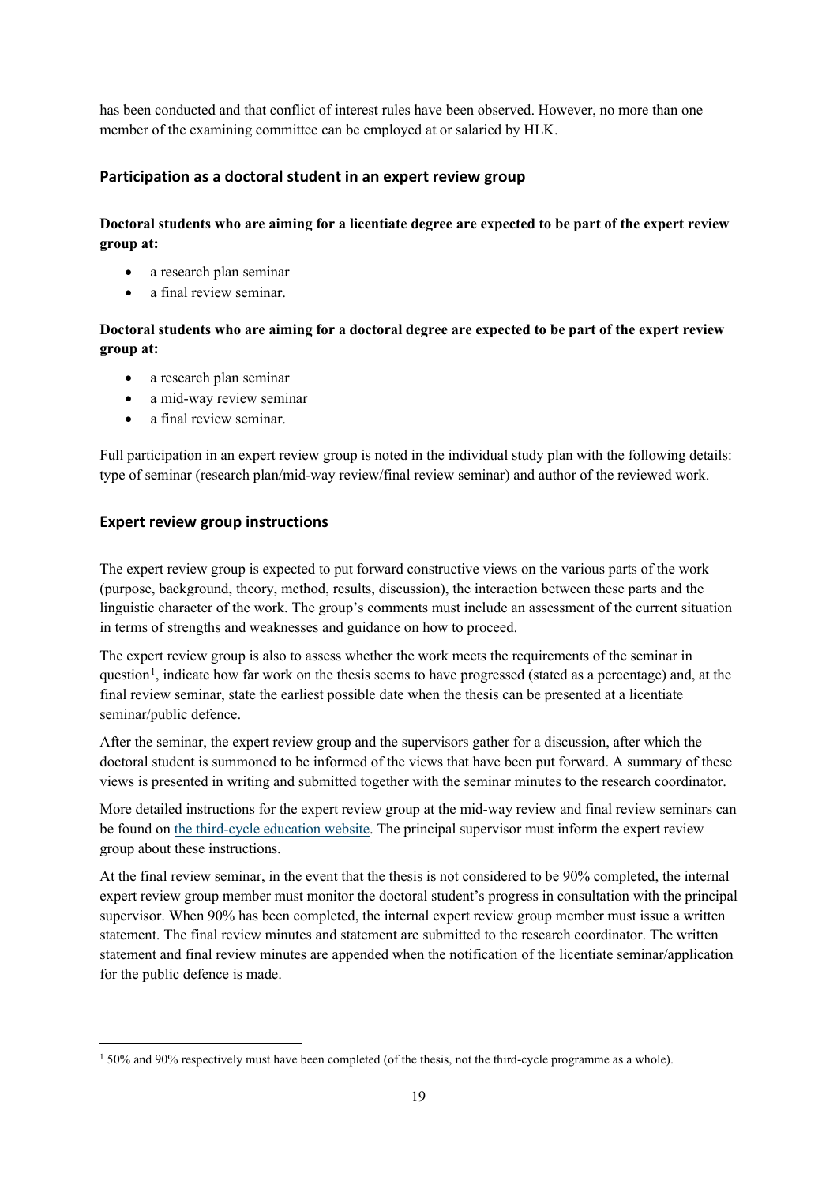has been conducted and that conflict of interest rules have been observed. However, no more than one member of the examining committee can be employed at or salaried by HLK.

## Participation as a doctoral student in an expert review group

**Doctoral students who are aiming for a licentiate degree are expected to be part of the expert review group at:**

- a research plan seminar
- a final review seminar.

**Doctoral students who are aiming for a doctoral degree are expected to be part of the expert review group at:**

- a research plan seminar
- a mid-way review seminar
- a final review seminar.

Full participation in an expert review group is noted in the individual study plan with the following details: type of seminar (research plan/mid-way review/final review seminar) and author of the reviewed work.

## Expert review group instructions

The expert review group is expected to put forward constructive views on the various parts of the work (purpose, background, theory, method, results, discussion), the interaction between these parts and the linguistic character of the work. The group's comments must include an assessment of the current situation in terms of strengths and weaknesses and guidance on how to proceed.

The expert review group is also to assess whether the work meets the requirements of the seminar in question[1], indicate how far work on the thesis seems to have progressed (stated as a percentage) and, at the final review seminar, state the earliest possible date when the thesis can be presented at a licentiate seminar/public defence.

After the seminar, the expert review group and the supervisors gather for a discussion, after which the doctoral student is summoned to be informed of the views that have been put forward. A summary of these views is presented in writing and submitted together with the seminar minutes to the research coordinator.

More detailed instructions for the expert review group at the mid-way review and final review seminars can be found on [the third-cycle education website](). The principal supervisor must inform the expert review group about these instructions.

At the final review seminar, in the event that the thesis is not considered to be 90% completed, the internal expert review group member must monitor the doctoral student's progress in consultation with the principal supervisor. When 90% has been completed, the internal expert review group member must issue a written statement. The final review minutes and statement are submitted to the research coordinator. The written statement and final review minutes are appended when the notification of the licentiate seminar/application for the public defence is made.

---

[1] 50% and 90% respectively must have been completed (of the thesis, not the third-cycle programme as a whole).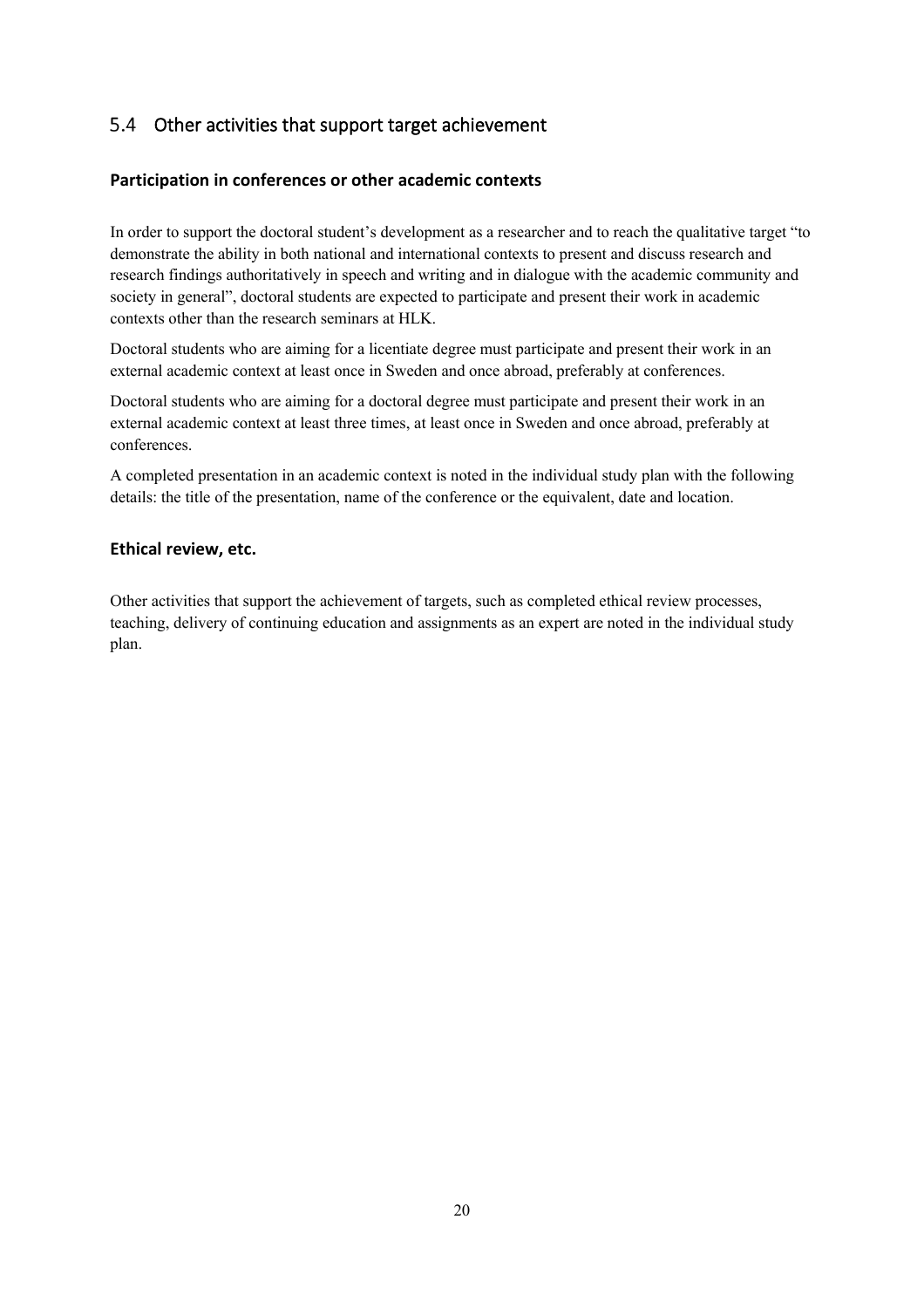## 5.4 Other activities that support target achievement

### Participation in conferences or other academic contexts

In order to support the doctoral student's development as a researcher and to reach the qualitative target "to demonstrate the ability in both national and international contexts to present and discuss research and research findings authoritatively in speech and writing and in dialogue with the academic community and society in general", doctoral students are expected to participate and present their work in academic contexts other than the research seminars at HLK.

Doctoral students who are aiming for a licentiate degree must participate and present their work in an external academic context at least once in Sweden and once abroad, preferably at conferences.

Doctoral students who are aiming for a doctoral degree must participate and present their work in an external academic context at least three times, at least once in Sweden and once abroad, preferably at conferences.

A completed presentation in an academic context is noted in the individual study plan with the following details: the title of the presentation, name of the conference or the equivalent, date and location.

### Ethical review, etc.

Other activities that support the achievement of targets, such as completed ethical review processes, teaching, delivery of continuing education and assignments as an expert are noted in the individual study plan.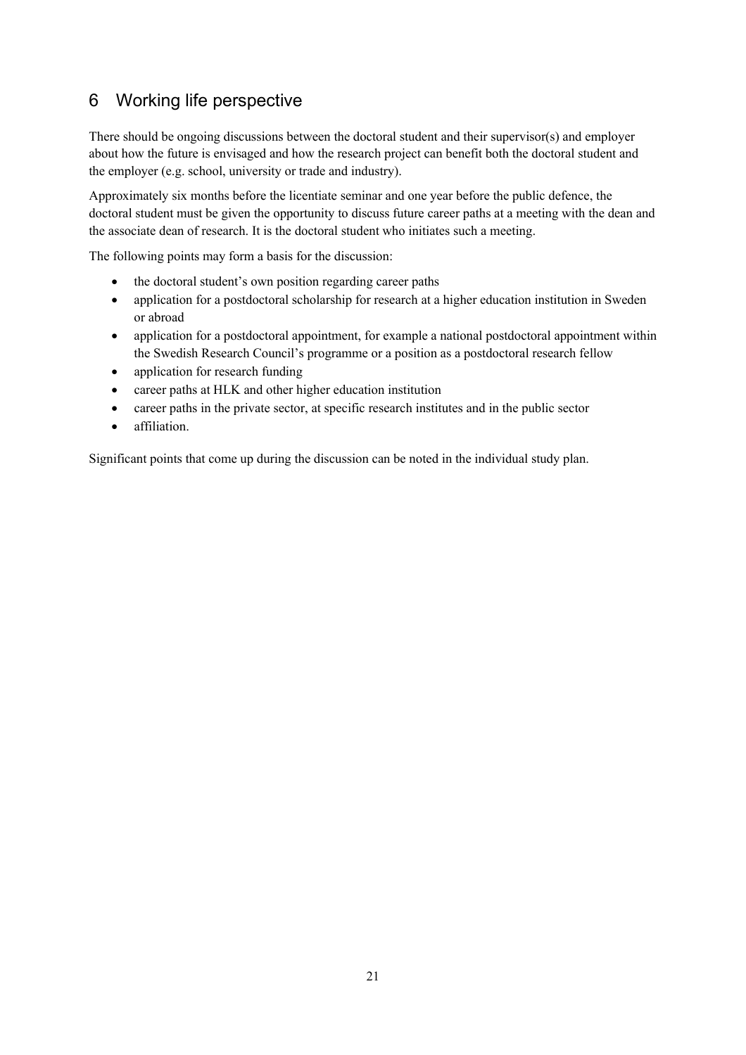# 6 Working life perspective

There should be ongoing discussions between the doctoral student and their supervisor(s) and employer about how the future is envisaged and how the research project can benefit both the doctoral student and the employer (e.g. school, university or trade and industry).

Approximately six months before the licentiate seminar and one year before the public defence, the doctoral student must be given the opportunity to discuss future career paths at a meeting with the dean and the associate dean of research. It is the doctoral student who initiates such a meeting.

The following points may form a basis for the discussion:

- the doctoral student's own position regarding career paths
- application for a postdoctoral scholarship for research at a higher education institution in Sweden or abroad
- application for a postdoctoral appointment, for example a national postdoctoral appointment within the Swedish Research Council's programme or a position as a postdoctoral research fellow
- application for research funding
- career paths at HLK and other higher education institution
- career paths in the private sector, at specific research institutes and in the public sector
- affiliation.

Significant points that come up during the discussion can be noted in the individual study plan.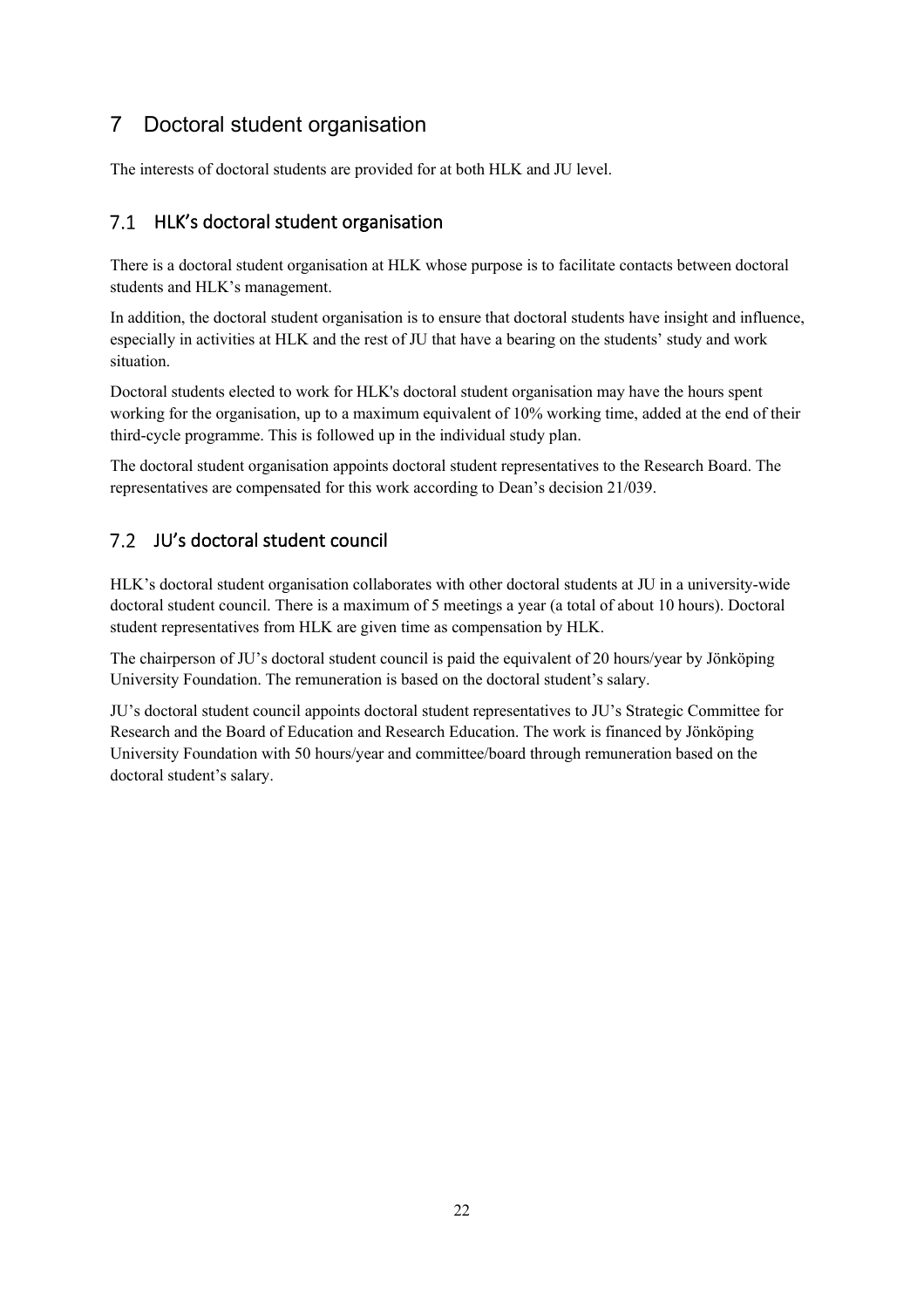# 7 Doctoral student organisation

The interests of doctoral students are provided for at both HLK and JU level.

## 7.1 HLK's doctoral student organisation

There is a doctoral student organisation at HLK whose purpose is to facilitate contacts between doctoral students and HLK's management.

In addition, the doctoral student organisation is to ensure that doctoral students have insight and influence, especially in activities at HLK and the rest of JU that have a bearing on the students' study and work situation.

Doctoral students elected to work for HLK's doctoral student organisation may have the hours spent working for the organisation, up to a maximum equivalent of 10% working time, added at the end of their third-cycle programme. This is followed up in the individual study plan.

The doctoral student organisation appoints doctoral student representatives to the Research Board. The representatives are compensated for this work according to Dean's decision 21/039.

## 7.2 JU's doctoral student council

HLK's doctoral student organisation collaborates with other doctoral students at JU in a university-wide doctoral student council. There is a maximum of 5 meetings a year (a total of about 10 hours). Doctoral student representatives from HLK are given time as compensation by HLK.

The chairperson of JU's doctoral student council is paid the equivalent of 20 hours/year by Jönköping University Foundation. The remuneration is based on the doctoral student's salary.

JU's doctoral student council appoints doctoral student representatives to JU's Strategic Committee for Research and the Board of Education and Research Education. The work is financed by Jönköping University Foundation with 50 hours/year and committee/board through remuneration based on the doctoral student's salary.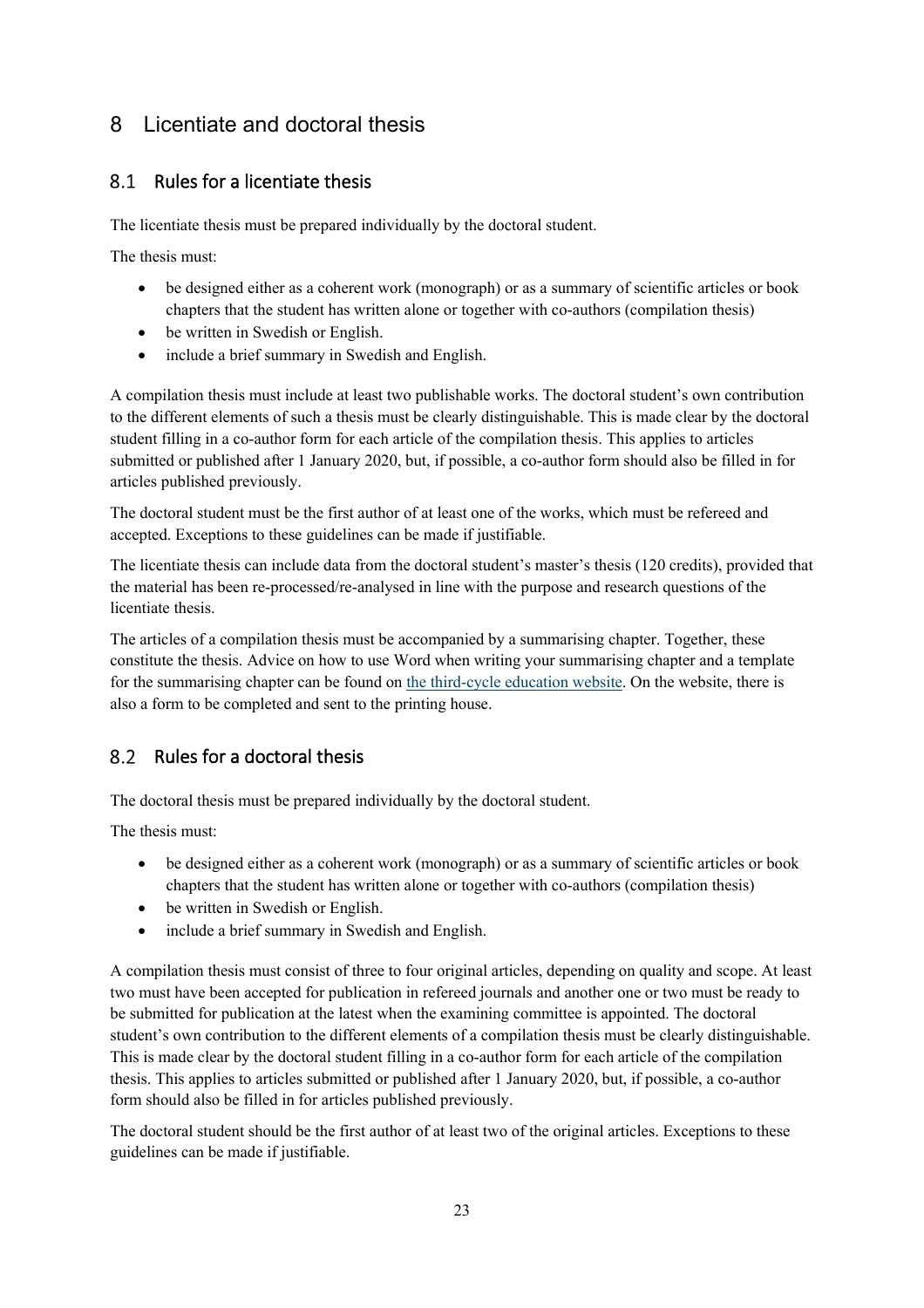# 8 Licentiate and doctoral thesis

## 8.1 Rules for a licentiate thesis

The licentiate thesis must be prepared individually by the doctoral student.

The thesis must:

- be designed either as a coherent work (monograph) or as a summary of scientific articles or book chapters that the student has written alone or together with co-authors (compilation thesis)
- be written in Swedish or English.
- include a brief summary in Swedish and English.

A compilation thesis must include at least two publishable works. The doctoral student's own contribution to the different elements of such a thesis must be clearly distinguishable. This is made clear by the doctoral student filling in a co-author form for each article of the compilation thesis. This applies to articles submitted or published after 1 January 2020, but, if possible, a co-author form should also be filled in for articles published previously.

The doctoral student must be the first author of at least one of the works, which must be refereed and accepted. Exceptions to these guidelines can be made if justifiable.

The licentiate thesis can include data from the doctoral student's master's thesis (120 credits), provided that the material has been re-processed/re-analysed in line with the purpose and research questions of the licentiate thesis.

The articles of a compilation thesis must be accompanied by a summarising chapter. Together, these constitute the thesis. Advice on how to use Word when writing your summarising chapter and a template for the summarising chapter can be found on the third-cycle education website. On the website, there is also a form to be completed and sent to the printing house.

## 8.2 Rules for a doctoral thesis

The doctoral thesis must be prepared individually by the doctoral student.

The thesis must:

- be designed either as a coherent work (monograph) or as a summary of scientific articles or book chapters that the student has written alone or together with co-authors (compilation thesis)
- be written in Swedish or English.
- include a brief summary in Swedish and English.

A compilation thesis must consist of three to four original articles, depending on quality and scope. At least two must have been accepted for publication in refereed journals and another one or two must be ready to be submitted for publication at the latest when the examining committee is appointed. The doctoral student's own contribution to the different elements of a compilation thesis must be clearly distinguishable. This is made clear by the doctoral student filling in a co-author form for each article of the compilation thesis. This applies to articles submitted or published after 1 January 2020, but, if possible, a co-author form should also be filled in for articles published previously.

The doctoral student should be the first author of at least two of the original articles. Exceptions to these guidelines can be made if justifiable.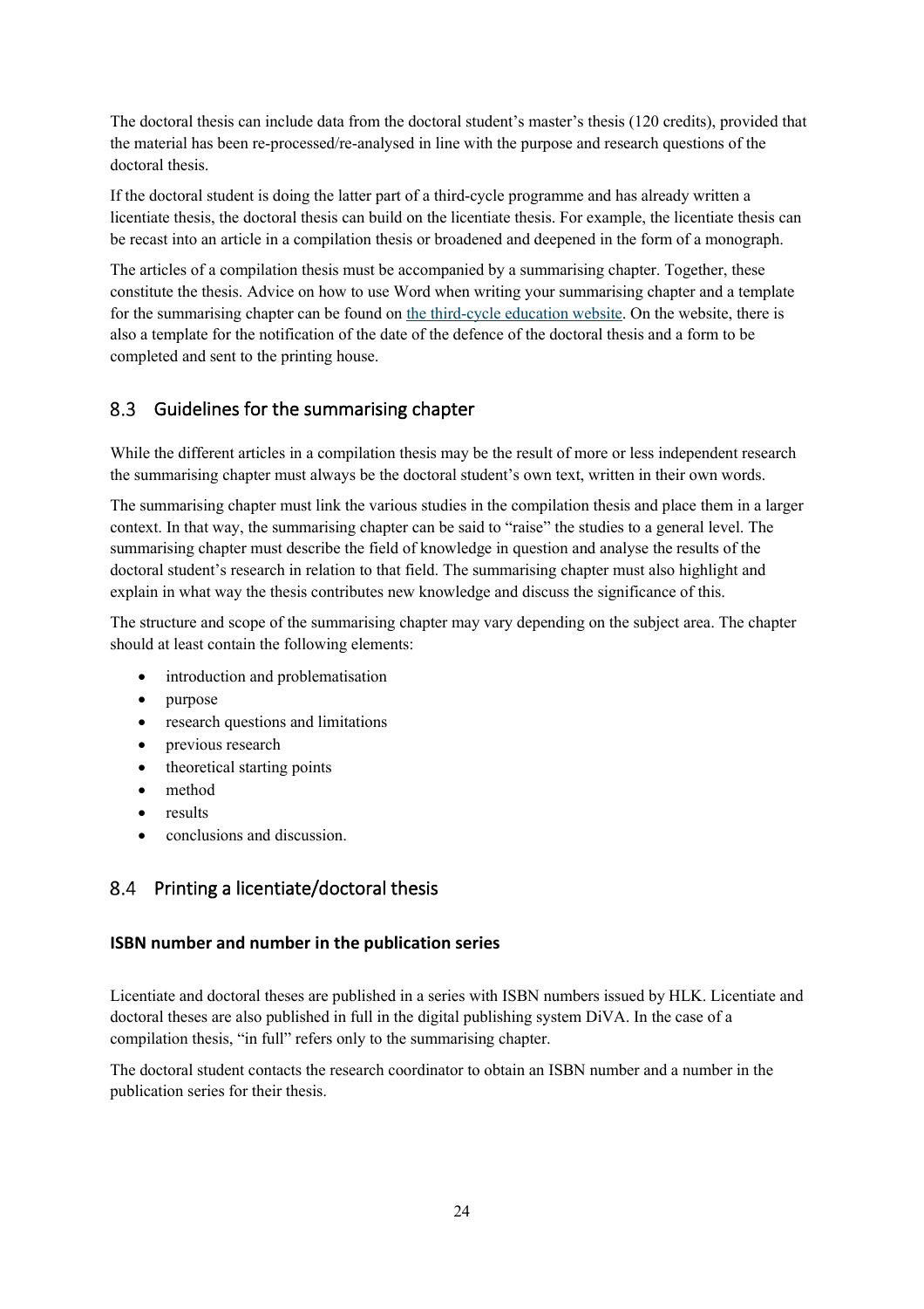The doctoral thesis can include data from the doctoral student's master's thesis (120 credits), provided that the material has been re-processed/re-analysed in line with the purpose and research questions of the doctoral thesis.

If the doctoral student is doing the latter part of a third-cycle programme and has already written a licentiate thesis, the doctoral thesis can build on the licentiate thesis. For example, the licentiate thesis can be recast into an article in a compilation thesis or broadened and deepened in the form of a monograph.

The articles of a compilation thesis must be accompanied by a summarising chapter. Together, these constitute the thesis. Advice on how to use Word when writing your summarising chapter and a template for the summarising chapter can be found on the third-cycle education website. On the website, there is also a template for the notification of the date of the defence of the doctoral thesis and a form to be completed and sent to the printing house.

## 8.3 Guidelines for the summarising chapter

While the different articles in a compilation thesis may be the result of more or less independent research the summarising chapter must always be the doctoral student's own text, written in their own words.

The summarising chapter must link the various studies in the compilation thesis and place them in a larger context. In that way, the summarising chapter can be said to "raise" the studies to a general level. The summarising chapter must describe the field of knowledge in question and analyse the results of the doctoral student's research in relation to that field. The summarising chapter must also highlight and explain in what way the thesis contributes new knowledge and discuss the significance of this.

The structure and scope of the summarising chapter may vary depending on the subject area. The chapter should at least contain the following elements:

- introduction and problematisation
- purpose
- research questions and limitations
- previous research
- theoretical starting points
- method
- results
- conclusions and discussion.

## 8.4 Printing a licentiate/doctoral thesis

### ISBN number and number in the publication series

Licentiate and doctoral theses are published in a series with ISBN numbers issued by HLK. Licentiate and doctoral theses are also published in full in the digital publishing system DiVA. In the case of a compilation thesis, "in full" refers only to the summarising chapter.

The doctoral student contacts the research coordinator to obtain an ISBN number and a number in the publication series for their thesis.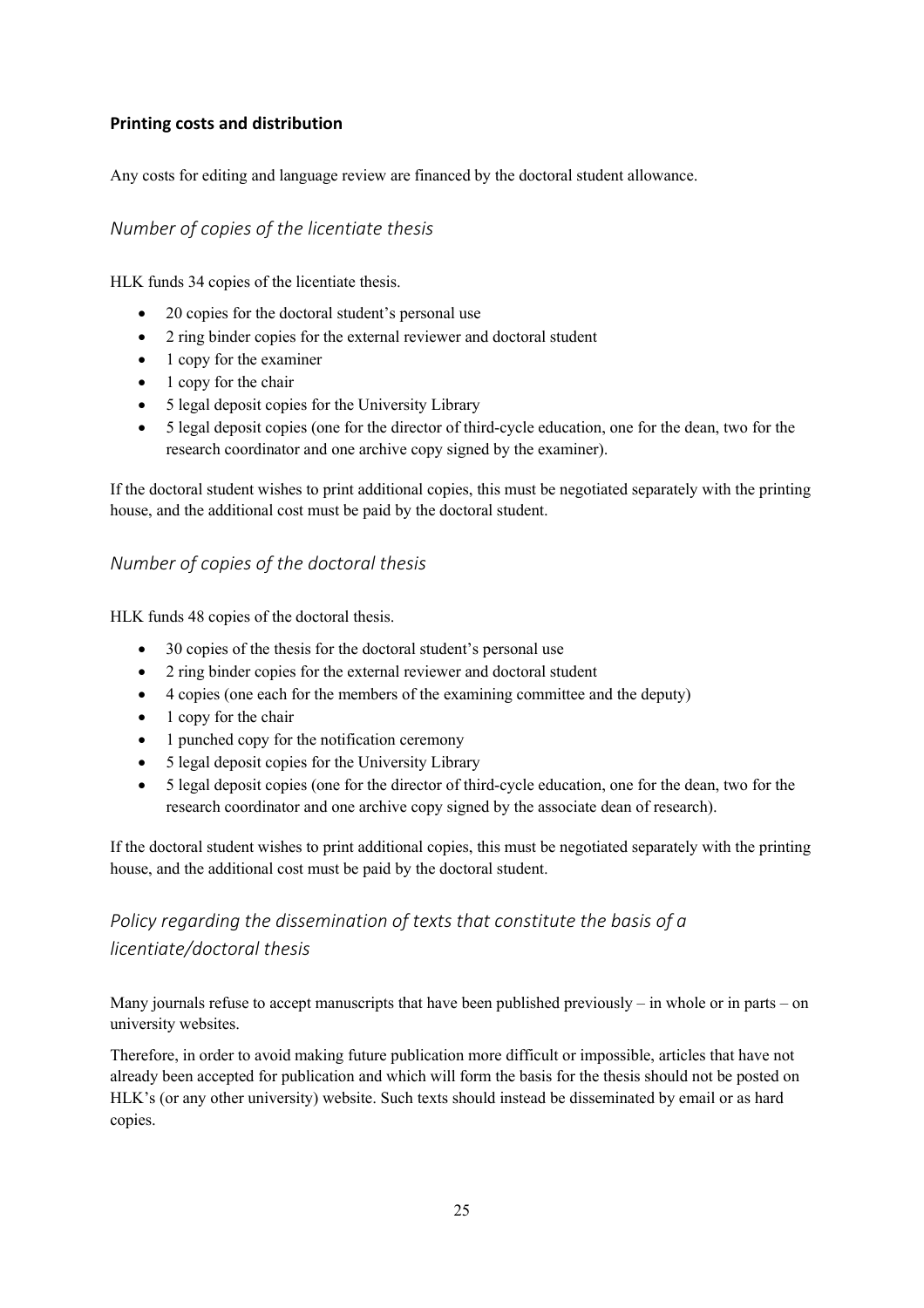## Printing costs and distribution

Any costs for editing and language review are financed by the doctoral student allowance.

### *Number of copies of the licentiate thesis*

HLK funds 34 copies of the licentiate thesis.

- 20 copies for the doctoral student's personal use
- 2 ring binder copies for the external reviewer and doctoral student
- 1 copy for the examiner
- 1 copy for the chair
- 5 legal deposit copies for the University Library
- 5 legal deposit copies (one for the director of third-cycle education, one for the dean, two for the research coordinator and one archive copy signed by the examiner).

If the doctoral student wishes to print additional copies, this must be negotiated separately with the printing house, and the additional cost must be paid by the doctoral student.

### *Number of copies of the doctoral thesis*

HLK funds 48 copies of the doctoral thesis.

- 30 copies of the thesis for the doctoral student's personal use
- 2 ring binder copies for the external reviewer and doctoral student
- 4 copies (one each for the members of the examining committee and the deputy)
- 1 copy for the chair
- 1 punched copy for the notification ceremony
- 5 legal deposit copies for the University Library
- 5 legal deposit copies (one for the director of third-cycle education, one for the dean, two for the research coordinator and one archive copy signed by the associate dean of research).

If the doctoral student wishes to print additional copies, this must be negotiated separately with the printing house, and the additional cost must be paid by the doctoral student.

### *Policy regarding the dissemination of texts that constitute the basis of a licentiate/doctoral thesis*

Many journals refuse to accept manuscripts that have been published previously – in whole or in parts – on university websites.

Therefore, in order to avoid making future publication more difficult or impossible, articles that have not already been accepted for publication and which will form the basis for the thesis should not be posted on HLK's (or any other university) website. Such texts should instead be disseminated by email or as hard copies.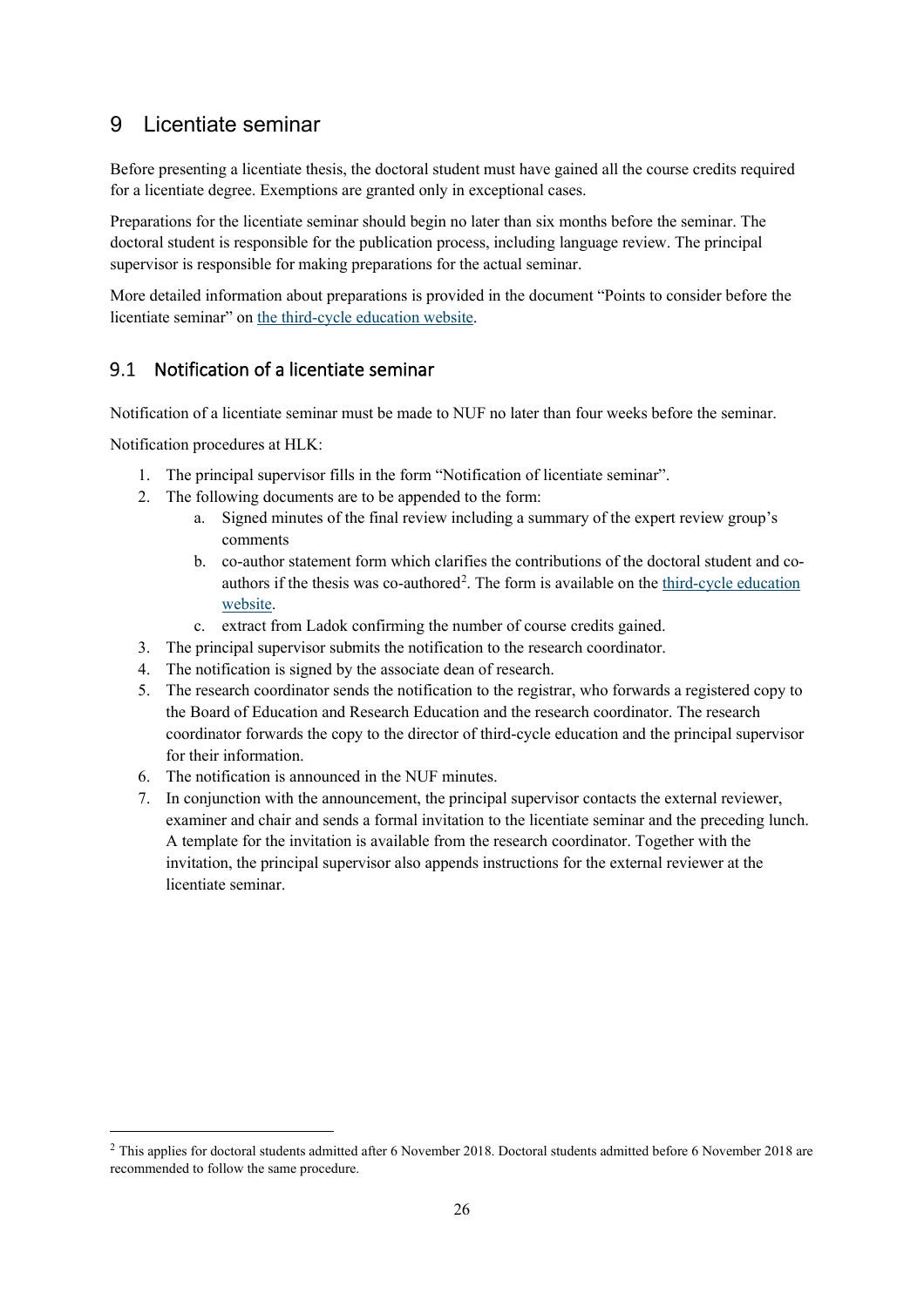# 9 Licentiate seminar

Before presenting a licentiate thesis, the doctoral student must have gained all the course credits required for a licentiate degree. Exemptions are granted only in exceptional cases.

Preparations for the licentiate seminar should begin no later than six months before the seminar. The doctoral student is responsible for the publication process, including language review. The principal supervisor is responsible for making preparations for the actual seminar.

More detailed information about preparations is provided in the document "Points to consider before the licentiate seminar" on the third-cycle education website.

## 9.1 Notification of a licentiate seminar

Notification of a licentiate seminar must be made to NUF no later than four weeks before the seminar.

Notification procedures at HLK:

1. The principal supervisor fills in the form "Notification of licentiate seminar".
2. The following documents are to be appended to the form:
    a. Signed minutes of the final review including a summary of the expert review group's comments
    b. co-author statement form which clarifies the contributions of the doctoral student and co-authors if the thesis was co-authored[2]. The form is available on the third-cycle education website.
    c. extract from Ladok confirming the number of course credits gained.
3. The principal supervisor submits the notification to the research coordinator.
4. The notification is signed by the associate dean of research.
5. The research coordinator sends the notification to the registrar, who forwards a registered copy to the Board of Education and Research Education and the research coordinator. The research coordinator forwards the copy to the director of third-cycle education and the principal supervisor for their information.
6. The notification is announced in the NUF minutes.
7. In conjunction with the announcement, the principal supervisor contacts the external reviewer, examiner and chair and sends a formal invitation to the licentiate seminar and the preceding lunch. A template for the invitation is available from the research coordinator. Together with the invitation, the principal supervisor also appends instructions for the external reviewer at the licentiate seminar.

[2] This applies for doctoral students admitted after 6 November 2018. Doctoral students admitted before 6 November 2018 are recommended to follow the same procedure.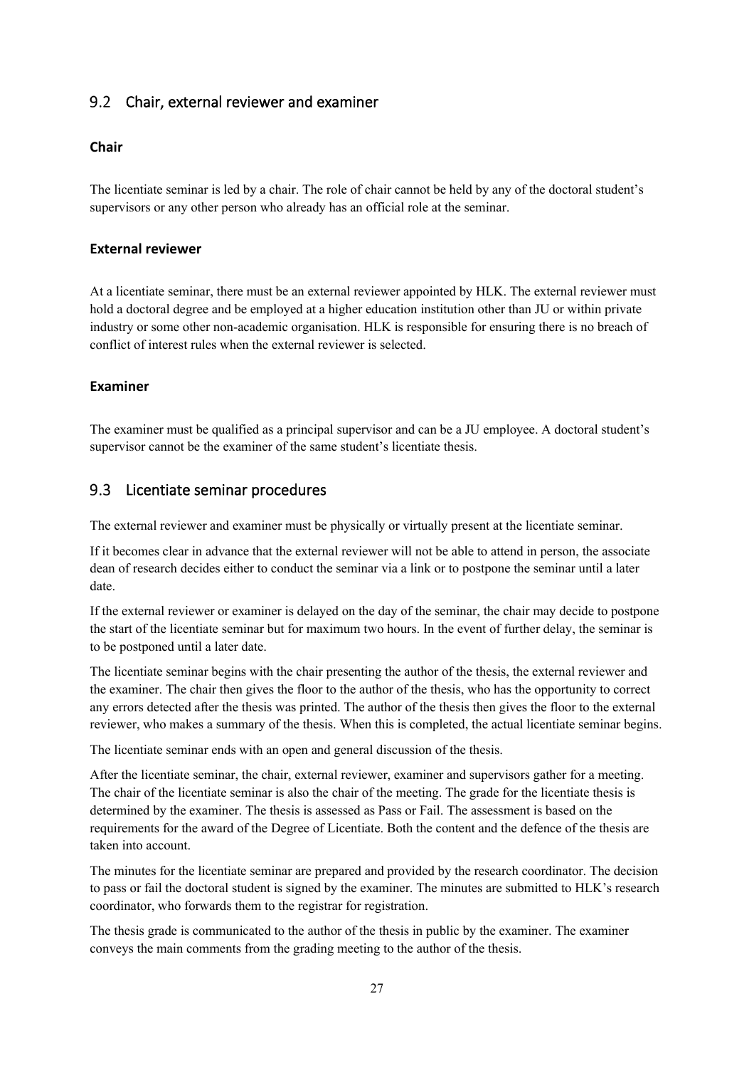## 9.2 Chair, external reviewer and examiner

### Chair

The licentiate seminar is led by a chair. The role of chair cannot be held by any of the doctoral student's supervisors or any other person who already has an official role at the seminar.

### External reviewer

At a licentiate seminar, there must be an external reviewer appointed by HLK. The external reviewer must hold a doctoral degree and be employed at a higher education institution other than JU or within private industry or some other non-academic organisation. HLK is responsible for ensuring there is no breach of conflict of interest rules when the external reviewer is selected.

### Examiner

The examiner must be qualified as a principal supervisor and can be a JU employee. A doctoral student's supervisor cannot be the examiner of the same student's licentiate thesis.

## 9.3 Licentiate seminar procedures

The external reviewer and examiner must be physically or virtually present at the licentiate seminar.

If it becomes clear in advance that the external reviewer will not be able to attend in person, the associate dean of research decides either to conduct the seminar via a link or to postpone the seminar until a later date.

If the external reviewer or examiner is delayed on the day of the seminar, the chair may decide to postpone the start of the licentiate seminar but for maximum two hours. In the event of further delay, the seminar is to be postponed until a later date.

The licentiate seminar begins with the chair presenting the author of the thesis, the external reviewer and the examiner. The chair then gives the floor to the author of the thesis, who has the opportunity to correct any errors detected after the thesis was printed. The author of the thesis then gives the floor to the external reviewer, who makes a summary of the thesis. When this is completed, the actual licentiate seminar begins.

The licentiate seminar ends with an open and general discussion of the thesis.

After the licentiate seminar, the chair, external reviewer, examiner and supervisors gather for a meeting. The chair of the licentiate seminar is also the chair of the meeting. The grade for the licentiate thesis is determined by the examiner. The thesis is assessed as Pass or Fail. The assessment is based on the requirements for the award of the Degree of Licentiate. Both the content and the defence of the thesis are taken into account.

The minutes for the licentiate seminar are prepared and provided by the research coordinator. The decision to pass or fail the doctoral student is signed by the examiner. The minutes are submitted to HLK's research coordinator, who forwards them to the registrar for registration.

The thesis grade is communicated to the author of the thesis in public by the examiner. The examiner conveys the main comments from the grading meeting to the author of the thesis.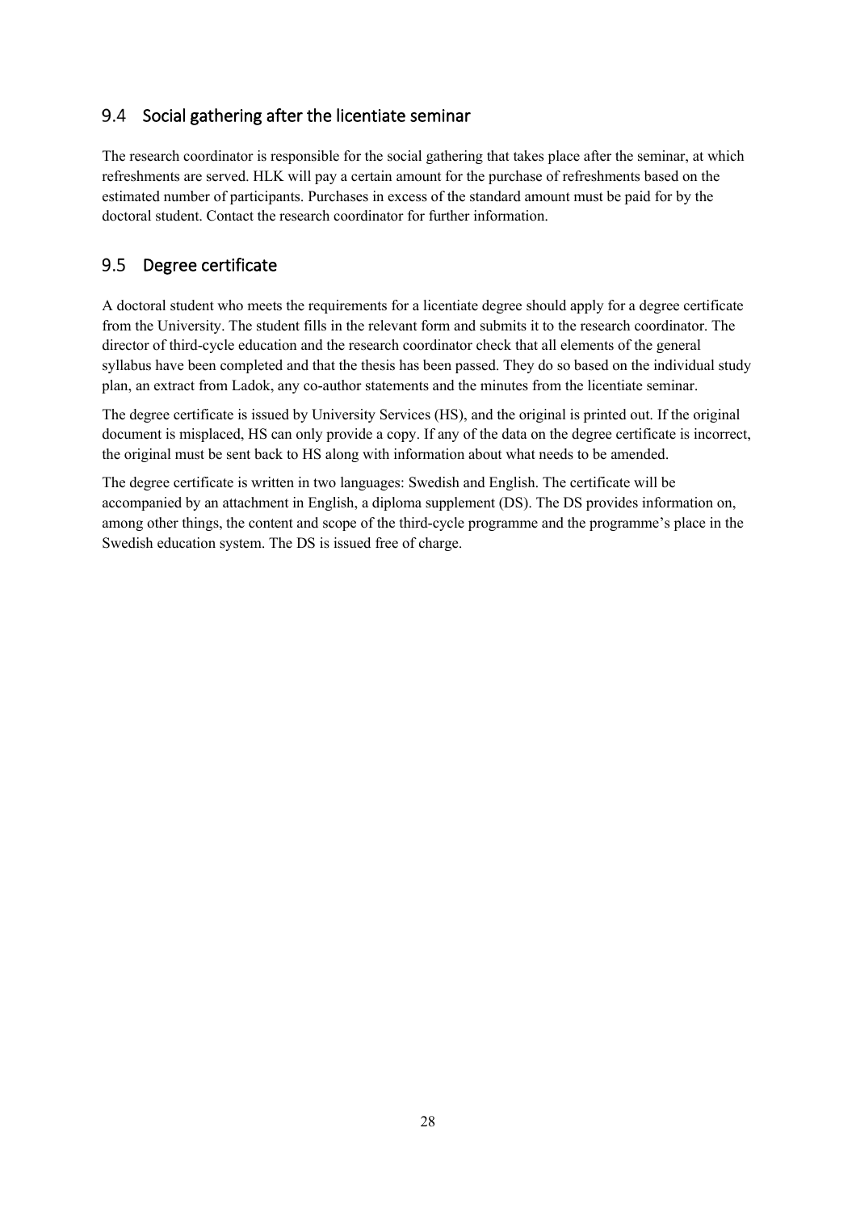## 9.4 Social gathering after the licentiate seminar

The research coordinator is responsible for the social gathering that takes place after the seminar, at which refreshments are served. HLK will pay a certain amount for the purchase of refreshments based on the estimated number of participants. Purchases in excess of the standard amount must be paid for by the doctoral student. Contact the research coordinator for further information.

## 9.5 Degree certificate

A doctoral student who meets the requirements for a licentiate degree should apply for a degree certificate from the University. The student fills in the relevant form and submits it to the research coordinator. The director of third-cycle education and the research coordinator check that all elements of the general syllabus have been completed and that the thesis has been passed. They do so based on the individual study plan, an extract from Ladok, any co-author statements and the minutes from the licentiate seminar.

The degree certificate is issued by University Services (HS), and the original is printed out. If the original document is misplaced, HS can only provide a copy. If any of the data on the degree certificate is incorrect, the original must be sent back to HS along with information about what needs to be amended.

The degree certificate is written in two languages: Swedish and English. The certificate will be accompanied by an attachment in English, a diploma supplement (DS). The DS provides information on, among other things, the content and scope of the third-cycle programme and the programme's place in the Swedish education system. The DS is issued free of charge.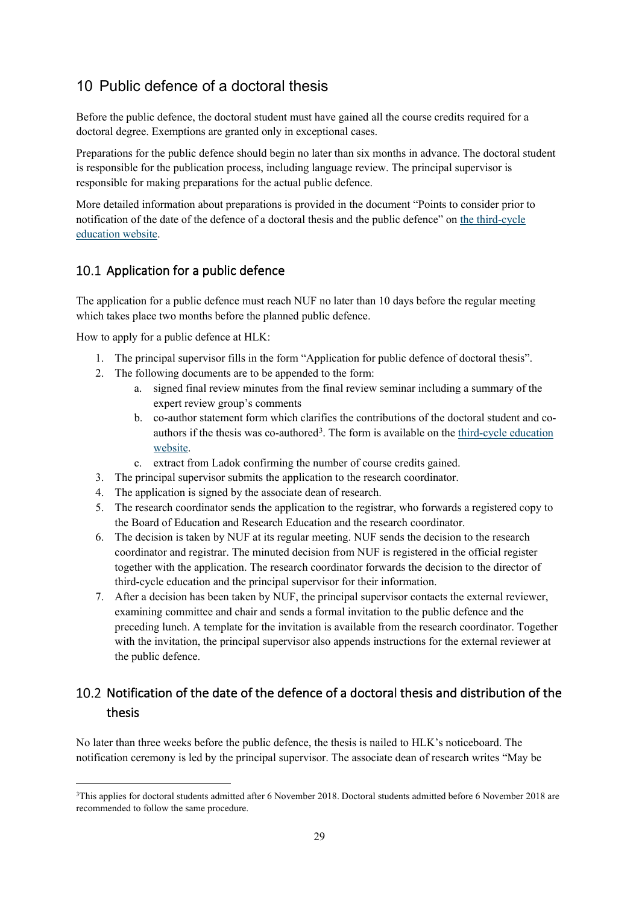# 10 Public defence of a doctoral thesis

Before the public defence, the doctoral student must have gained all the course credits required for a doctoral degree. Exemptions are granted only in exceptional cases.

Preparations for the public defence should begin no later than six months in advance. The doctoral student is responsible for the publication process, including language review. The principal supervisor is responsible for making preparations for the actual public defence.

More detailed information about preparations is provided in the document "Points to consider prior to notification of the date of the defence of a doctoral thesis and the public defence" on the third-cycle education website.

## 10.1 Application for a public defence

The application for a public defence must reach NUF no later than 10 days before the regular meeting which takes place two months before the planned public defence.

How to apply for a public defence at HLK:

1. The principal supervisor fills in the form "Application for public defence of doctoral thesis".
2. The following documents are to be appended to the form:
   a. signed final review minutes from the final review seminar including a summary of the expert review group's comments
   b. co-author statement form which clarifies the contributions of the doctoral student and co-authors if the thesis was co-authored[3]. The form is available on the third-cycle education website.
   c. extract from Ladok confirming the number of course credits gained.
3. The principal supervisor submits the application to the research coordinator.
4. The application is signed by the associate dean of research.
5. The research coordinator sends the application to the registrar, who forwards a registered copy to the Board of Education and Research Education and the research coordinator.
6. The decision is taken by NUF at its regular meeting. NUF sends the decision to the research coordinator and registrar. The minuted decision from NUF is registered in the official register together with the application. The research coordinator forwards the decision to the director of third-cycle education and the principal supervisor for their information.
7. After a decision has been taken by NUF, the principal supervisor contacts the external reviewer, examining committee and chair and sends a formal invitation to the public defence and the preceding lunch. A template for the invitation is available from the research coordinator. Together with the invitation, the principal supervisor also appends instructions for the external reviewer at the public defence.

## 10.2 Notification of the date of the defence of a doctoral thesis and distribution of the thesis

No later than three weeks before the public defence, the thesis is nailed to HLK's noticeboard. The notification ceremony is led by the principal supervisor. The associate dean of research writes "May be

[3]This applies for doctoral students admitted after 6 November 2018. Doctoral students admitted before 6 November 2018 are recommended to follow the same procedure.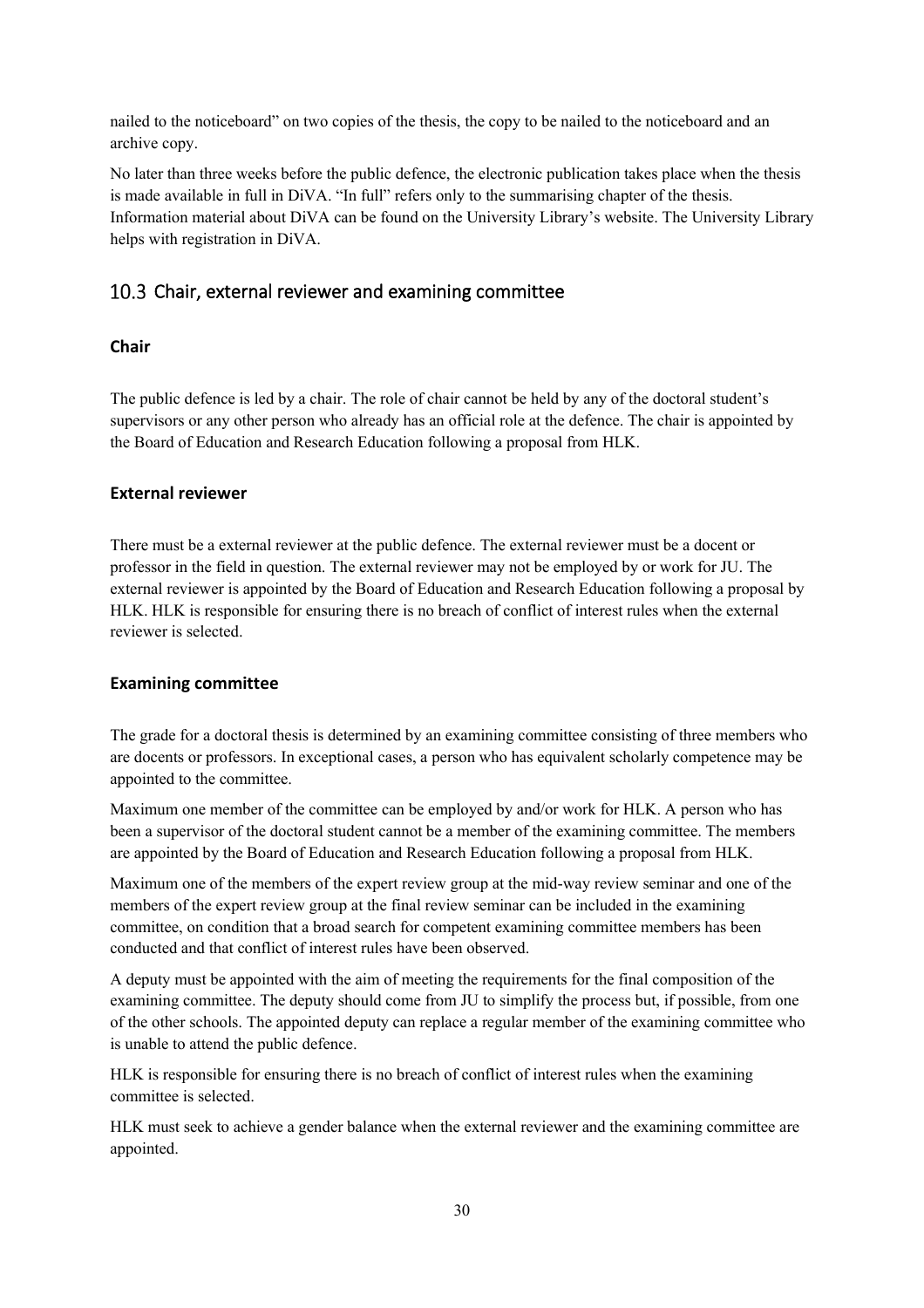nailed to the noticeboard" on two copies of the thesis, the copy to be nailed to the noticeboard and an archive copy.

No later than three weeks before the public defence, the electronic publication takes place when the thesis is made available in full in DiVA. "In full" refers only to the summarising chapter of the thesis. Information material about DiVA can be found on the University Library's website. The University Library helps with registration in DiVA.

## 10.3 Chair, external reviewer and examining committee

### Chair

The public defence is led by a chair. The role of chair cannot be held by any of the doctoral student's supervisors or any other person who already has an official role at the defence. The chair is appointed by the Board of Education and Research Education following a proposal from HLK.

### External reviewer

There must be a external reviewer at the public defence. The external reviewer must be a docent or professor in the field in question. The external reviewer may not be employed by or work for JU. The external reviewer is appointed by the Board of Education and Research Education following a proposal by HLK. HLK is responsible for ensuring there is no breach of conflict of interest rules when the external reviewer is selected.

### Examining committee

The grade for a doctoral thesis is determined by an examining committee consisting of three members who are docents or professors. In exceptional cases, a person who has equivalent scholarly competence may be appointed to the committee.

Maximum one member of the committee can be employed by and/or work for HLK. A person who has been a supervisor of the doctoral student cannot be a member of the examining committee. The members are appointed by the Board of Education and Research Education following a proposal from HLK.

Maximum one of the members of the expert review group at the mid-way review seminar and one of the members of the expert review group at the final review seminar can be included in the examining committee, on condition that a broad search for competent examining committee members has been conducted and that conflict of interest rules have been observed.

A deputy must be appointed with the aim of meeting the requirements for the final composition of the examining committee. The deputy should come from JU to simplify the process but, if possible, from one of the other schools. The appointed deputy can replace a regular member of the examining committee who is unable to attend the public defence.

HLK is responsible for ensuring there is no breach of conflict of interest rules when the examining committee is selected.

HLK must seek to achieve a gender balance when the external reviewer and the examining committee are appointed.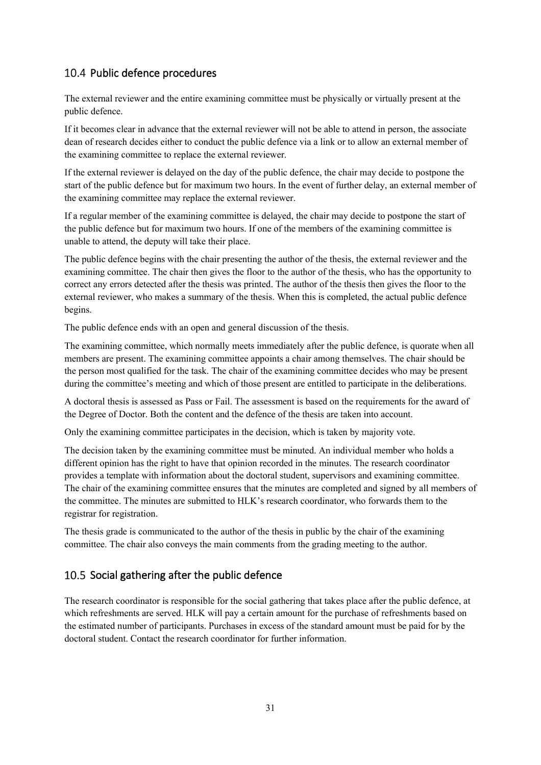## 10.4 Public defence procedures

The external reviewer and the entire examining committee must be physically or virtually present at the public defence.

If it becomes clear in advance that the external reviewer will not be able to attend in person, the associate dean of research decides either to conduct the public defence via a link or to allow an external member of the examining committee to replace the external reviewer.

If the external reviewer is delayed on the day of the public defence, the chair may decide to postpone the start of the public defence but for maximum two hours. In the event of further delay, an external member of the examining committee may replace the external reviewer.

If a regular member of the examining committee is delayed, the chair may decide to postpone the start of the public defence but for maximum two hours. If one of the members of the examining committee is unable to attend, the deputy will take their place.

The public defence begins with the chair presenting the author of the thesis, the external reviewer and the examining committee. The chair then gives the floor to the author of the thesis, who has the opportunity to correct any errors detected after the thesis was printed. The author of the thesis then gives the floor to the external reviewer, who makes a summary of the thesis. When this is completed, the actual public defence begins.

The public defence ends with an open and general discussion of the thesis.

The examining committee, which normally meets immediately after the public defence, is quorate when all members are present. The examining committee appoints a chair among themselves. The chair should be the person most qualified for the task. The chair of the examining committee decides who may be present during the committee's meeting and which of those present are entitled to participate in the deliberations.

A doctoral thesis is assessed as Pass or Fail. The assessment is based on the requirements for the award of the Degree of Doctor. Both the content and the defence of the thesis are taken into account.

Only the examining committee participates in the decision, which is taken by majority vote.

The decision taken by the examining committee must be minuted. An individual member who holds a different opinion has the right to have that opinion recorded in the minutes. The research coordinator provides a template with information about the doctoral student, supervisors and examining committee. The chair of the examining committee ensures that the minutes are completed and signed by all members of the committee. The minutes are submitted to HLK's research coordinator, who forwards them to the registrar for registration.

The thesis grade is communicated to the author of the thesis in public by the chair of the examining committee. The chair also conveys the main comments from the grading meeting to the author.

## 10.5 Social gathering after the public defence

The research coordinator is responsible for the social gathering that takes place after the public defence, at which refreshments are served. HLK will pay a certain amount for the purchase of refreshments based on the estimated number of participants. Purchases in excess of the standard amount must be paid for by the doctoral student. Contact the research coordinator for further information.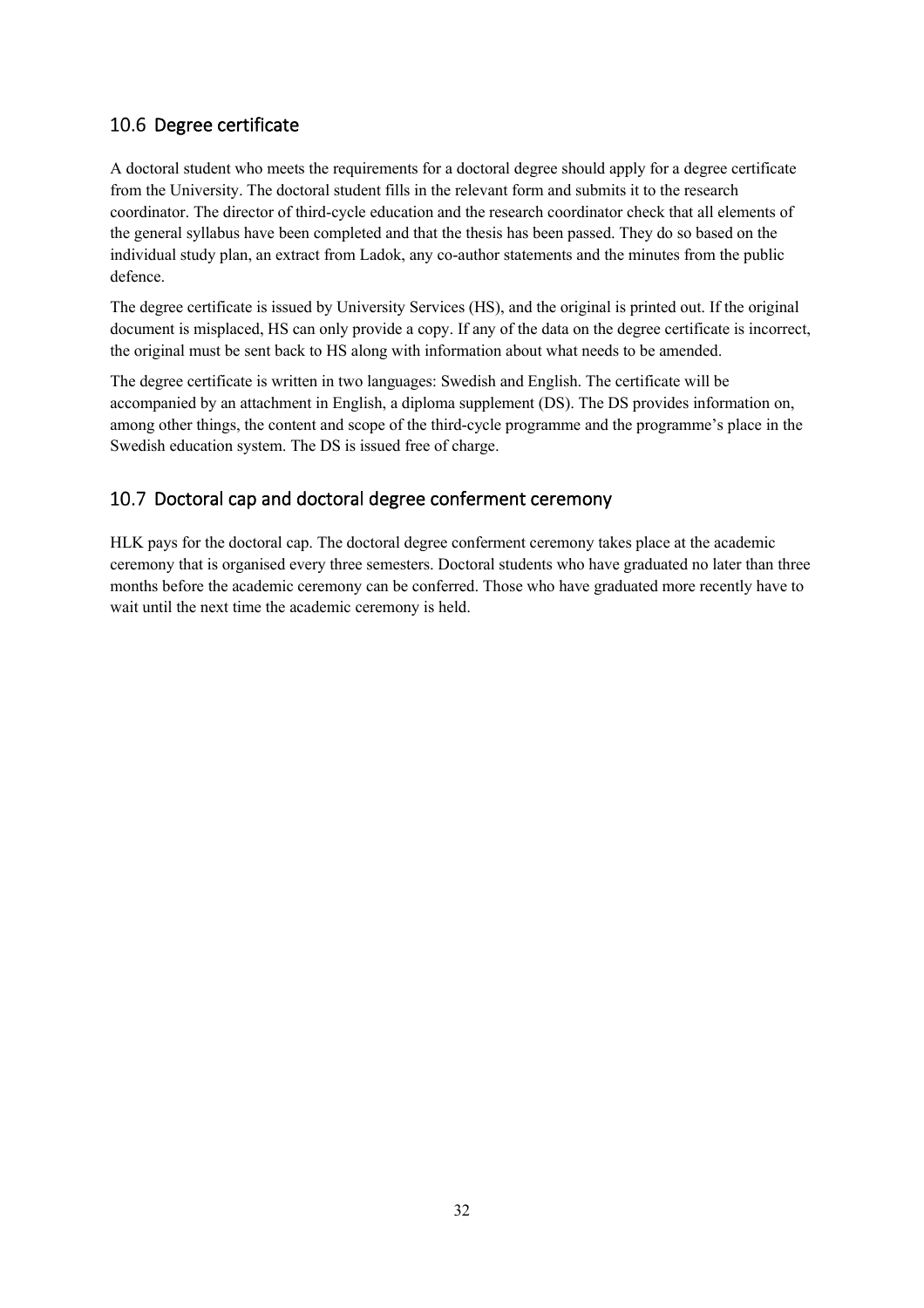## 10.6 Degree certificate

A doctoral student who meets the requirements for a doctoral degree should apply for a degree certificate from the University. The doctoral student fills in the relevant form and submits it to the research coordinator. The director of third-cycle education and the research coordinator check that all elements of the general syllabus have been completed and that the thesis has been passed. They do so based on the individual study plan, an extract from Ladok, any co-author statements and the minutes from the public defence.

The degree certificate is issued by University Services (HS), and the original is printed out. If the original document is misplaced, HS can only provide a copy. If any of the data on the degree certificate is incorrect, the original must be sent back to HS along with information about what needs to be amended.

The degree certificate is written in two languages: Swedish and English. The certificate will be accompanied by an attachment in English, a diploma supplement (DS). The DS provides information on, among other things, the content and scope of the third-cycle programme and the programme's place in the Swedish education system. The DS is issued free of charge.

## 10.7 Doctoral cap and doctoral degree conferment ceremony

HLK pays for the doctoral cap. The doctoral degree conferment ceremony takes place at the academic ceremony that is organised every three semesters. Doctoral students who have graduated no later than three months before the academic ceremony can be conferred. Those who have graduated more recently have to wait until the next time the academic ceremony is held.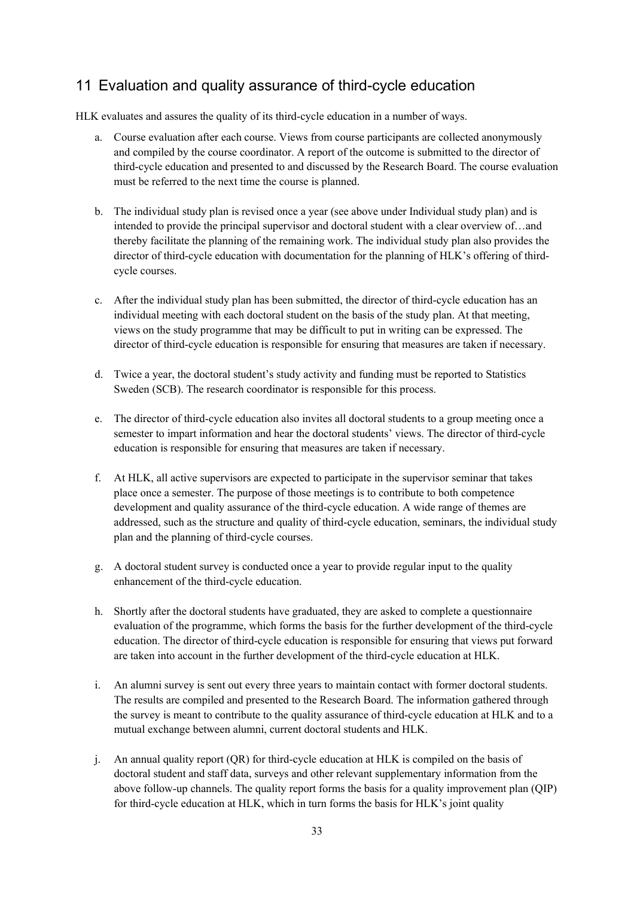## 11 Evaluation and quality assurance of third-cycle education

HLK evaluates and assures the quality of its third-cycle education in a number of ways.

a. Course evaluation after each course. Views from course participants are collected anonymously and compiled by the course coordinator. A report of the outcome is submitted to the director of third-cycle education and presented to and discussed by the Research Board. The course evaluation must be referred to the next time the course is planned.

b. The individual study plan is revised once a year (see above under Individual study plan) and is intended to provide the principal supervisor and doctoral student with a clear overview of…and thereby facilitate the planning of the remaining work. The individual study plan also provides the director of third-cycle education with documentation for the planning of HLK's offering of third-cycle courses.

c. After the individual study plan has been submitted, the director of third-cycle education has an individual meeting with each doctoral student on the basis of the study plan. At that meeting, views on the study programme that may be difficult to put in writing can be expressed. The director of third-cycle education is responsible for ensuring that measures are taken if necessary.

d. Twice a year, the doctoral student's study activity and funding must be reported to Statistics Sweden (SCB). The research coordinator is responsible for this process.

e. The director of third-cycle education also invites all doctoral students to a group meeting once a semester to impart information and hear the doctoral students' views. The director of third-cycle education is responsible for ensuring that measures are taken if necessary.

f. At HLK, all active supervisors are expected to participate in the supervisor seminar that takes place once a semester. The purpose of those meetings is to contribute to both competence development and quality assurance of the third-cycle education. A wide range of themes are addressed, such as the structure and quality of third-cycle education, seminars, the individual study plan and the planning of third-cycle courses.

g. A doctoral student survey is conducted once a year to provide regular input to the quality enhancement of the third-cycle education.

h. Shortly after the doctoral students have graduated, they are asked to complete a questionnaire evaluation of the programme, which forms the basis for the further development of the third-cycle education. The director of third-cycle education is responsible for ensuring that views put forward are taken into account in the further development of the third-cycle education at HLK.

i. An alumni survey is sent out every three years to maintain contact with former doctoral students. The results are compiled and presented to the Research Board. The information gathered through the survey is meant to contribute to the quality assurance of third-cycle education at HLK and to a mutual exchange between alumni, current doctoral students and HLK.

j. An annual quality report (QR) for third-cycle education at HLK is compiled on the basis of doctoral student and staff data, surveys and other relevant supplementary information from the above follow-up channels. The quality report forms the basis for a quality improvement plan (QIP) for third-cycle education at HLK, which in turn forms the basis for HLK's joint quality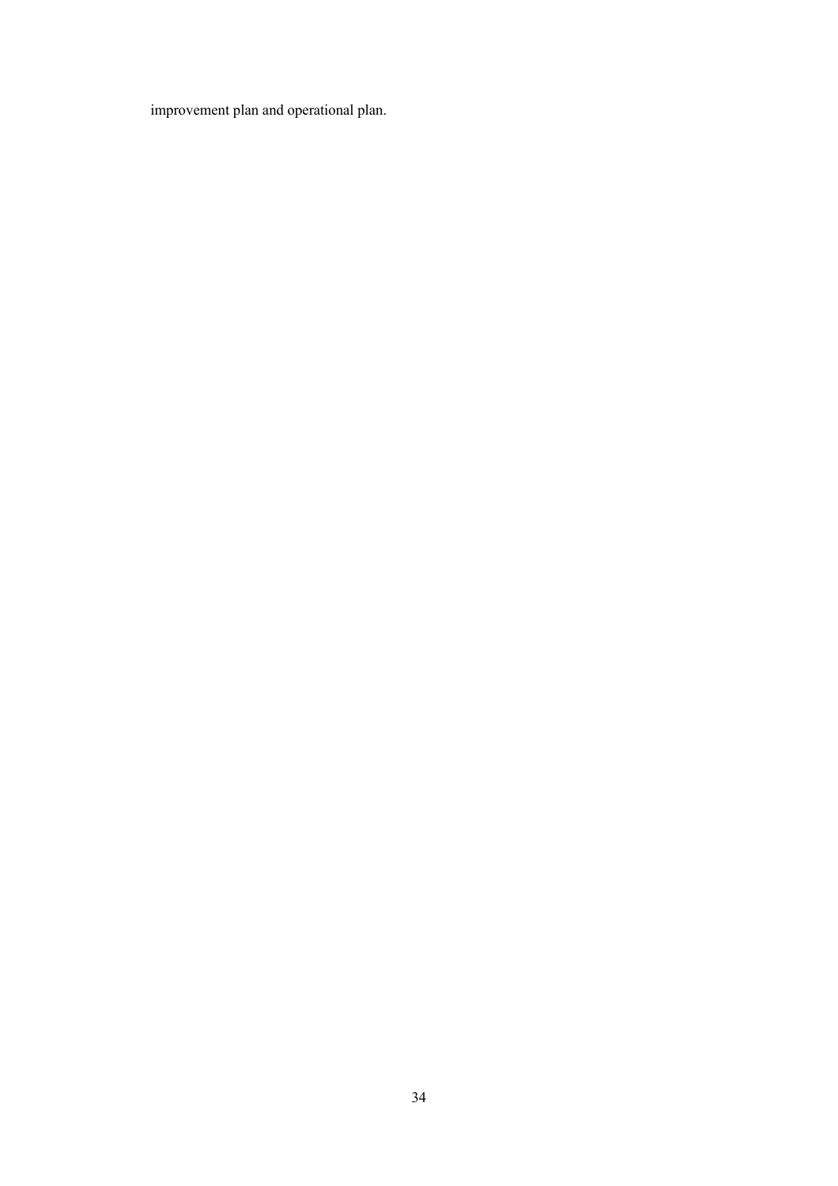improvement plan and operational plan.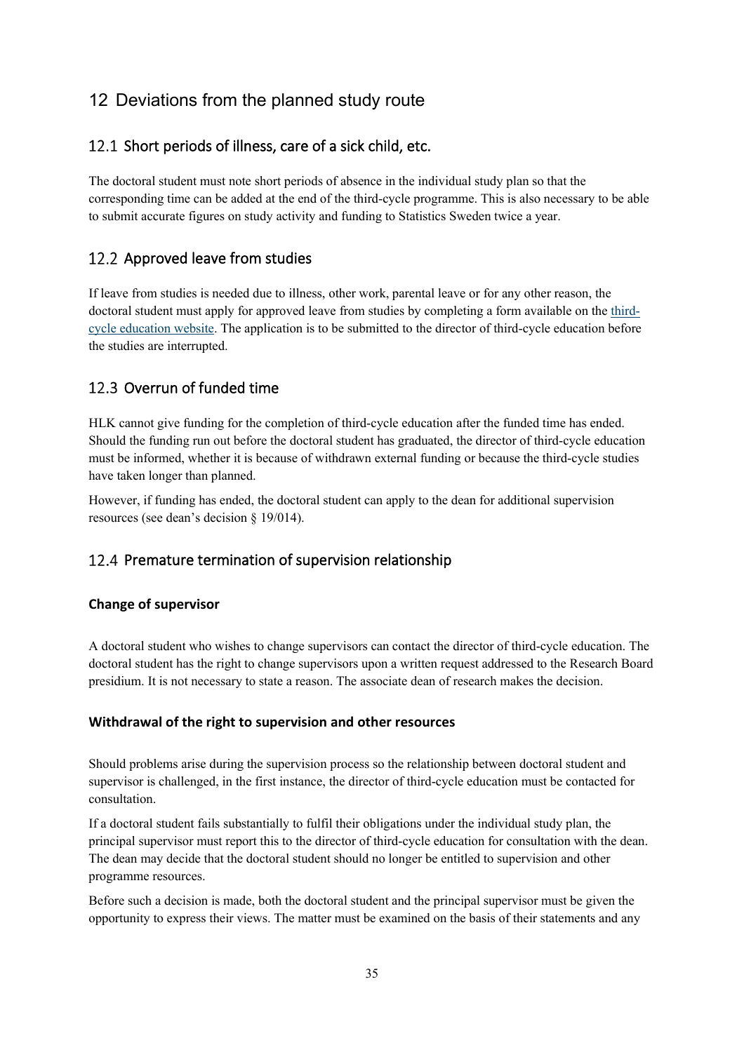# 12 Deviations from the planned study route

## 12.1 Short periods of illness, care of a sick child, etc.

The doctoral student must note short periods of absence in the individual study plan so that the corresponding time can be added at the end of the third-cycle programme. This is also necessary to be able to submit accurate figures on study activity and funding to Statistics Sweden twice a year.

## 12.2 Approved leave from studies

If leave from studies is needed due to illness, other work, parental leave or for any other reason, the doctoral student must apply for approved leave from studies by completing a form available on the third-cycle education website. The application is to be submitted to the director of third-cycle education before the studies are interrupted.

## 12.3 Overrun of funded time

HLK cannot give funding for the completion of third-cycle education after the funded time has ended. Should the funding run out before the doctoral student has graduated, the director of third-cycle education must be informed, whether it is because of withdrawn external funding or because the third-cycle studies have taken longer than planned.

However, if funding has ended, the doctoral student can apply to the dean for additional supervision resources (see dean's decision § 19/014).

## 12.4 Premature termination of supervision relationship

### Change of supervisor

A doctoral student who wishes to change supervisors can contact the director of third-cycle education. The doctoral student has the right to change supervisors upon a written request addressed to the Research Board presidium. It is not necessary to state a reason. The associate dean of research makes the decision.

### Withdrawal of the right to supervision and other resources

Should problems arise during the supervision process so the relationship between doctoral student and supervisor is challenged, in the first instance, the director of third-cycle education must be contacted for consultation.

If a doctoral student fails substantially to fulfil their obligations under the individual study plan, the principal supervisor must report this to the director of third-cycle education for consultation with the dean. The dean may decide that the doctoral student should no longer be entitled to supervision and other programme resources.

Before such a decision is made, both the doctoral student and the principal supervisor must be given the opportunity to express their views. The matter must be examined on the basis of their statements and any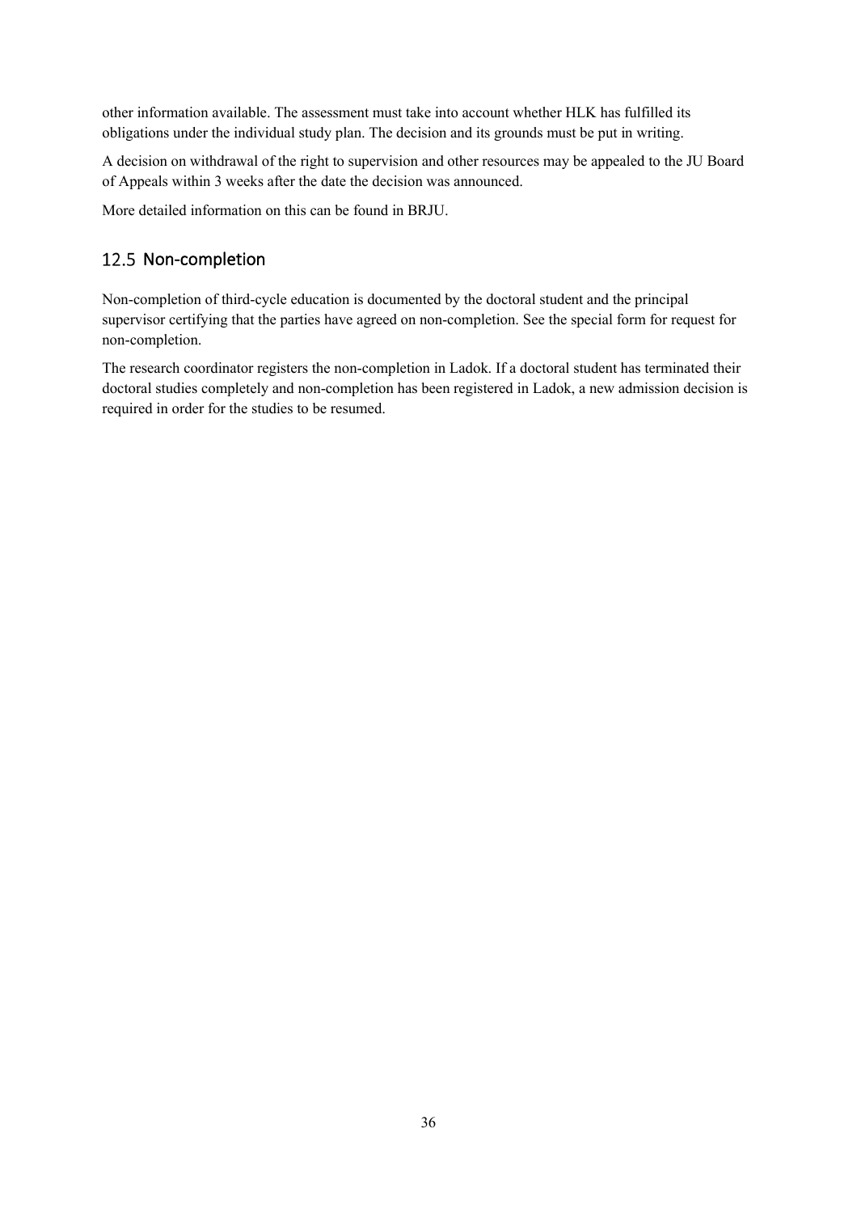other information available. The assessment must take into account whether HLK has fulfilled its obligations under the individual study plan. The decision and its grounds must be put in writing.

A decision on withdrawal of the right to supervision and other resources may be appealed to the JU Board of Appeals within 3 weeks after the date the decision was announced.

More detailed information on this can be found in BRJU.

## 12.5 Non-completion

Non-completion of third-cycle education is documented by the doctoral student and the principal supervisor certifying that the parties have agreed on non-completion. See the special form for request for non-completion.

The research coordinator registers the non-completion in Ladok. If a doctoral student has terminated their doctoral studies completely and non-completion has been registered in Ladok, a new admission decision is required in order for the studies to be resumed.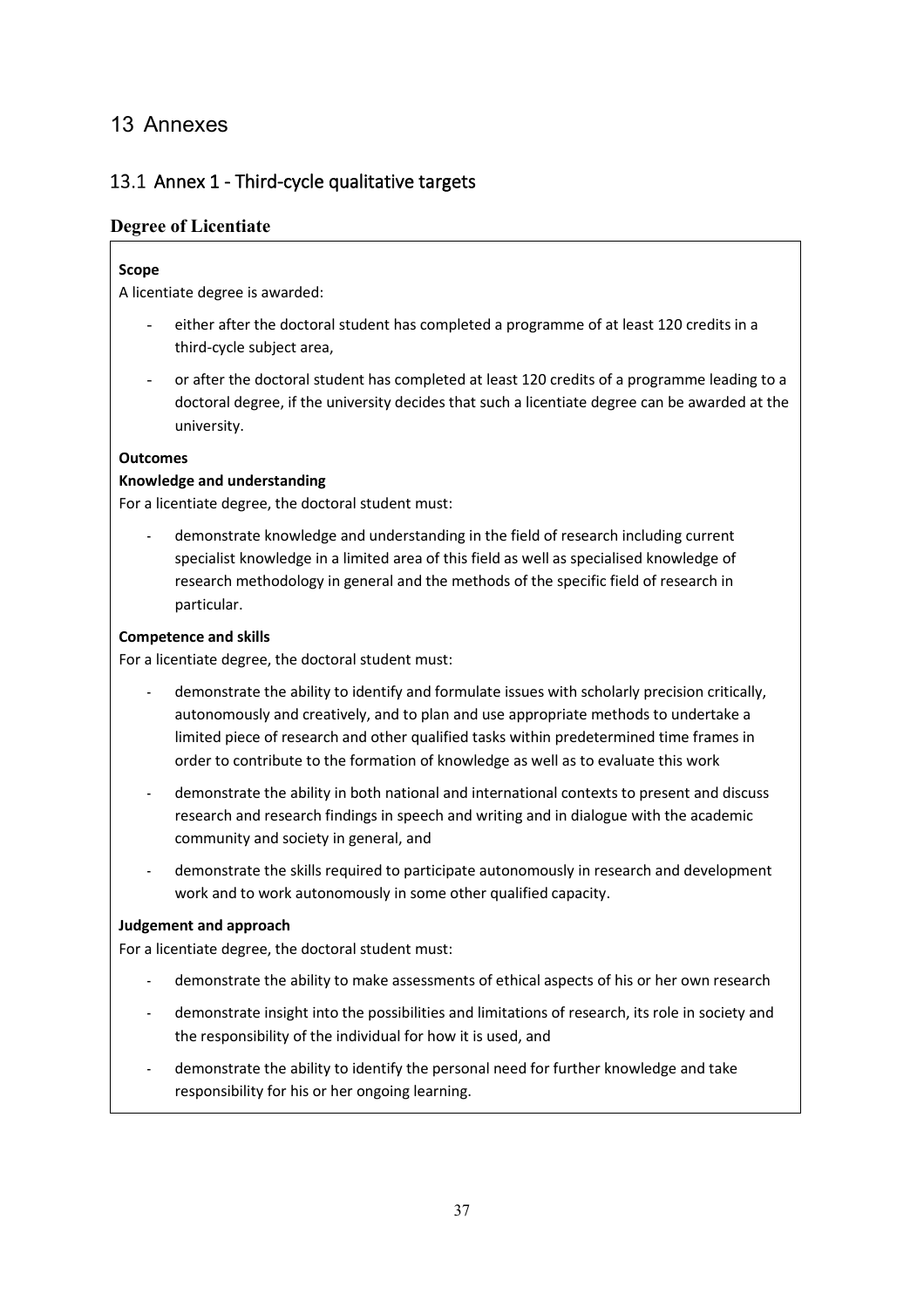# 13 Annexes

## 13.1 Annex 1 - Third-cycle qualitative targets

### Degree of Licentiate

**Scope**

A licentiate degree is awarded:

- either after the doctoral student has completed a programme of at least 120 credits in a third-cycle subject area,
- or after the doctoral student has completed at least 120 credits of a programme leading to a doctoral degree, if the university decides that such a licentiate degree can be awarded at the university.

**Outcomes**

**Knowledge and understanding**

For a licentiate degree, the doctoral student must:

- demonstrate knowledge and understanding in the field of research including current specialist knowledge in a limited area of this field as well as specialised knowledge of research methodology in general and the methods of the specific field of research in particular.

**Competence and skills**

For a licentiate degree, the doctoral student must:

- demonstrate the ability to identify and formulate issues with scholarly precision critically, autonomously and creatively, and to plan and use appropriate methods to undertake a limited piece of research and other qualified tasks within predetermined time frames in order to contribute to the formation of knowledge as well as to evaluate this work
- demonstrate the ability in both national and international contexts to present and discuss research and research findings in speech and writing and in dialogue with the academic community and society in general, and
- demonstrate the skills required to participate autonomously in research and development work and to work autonomously in some other qualified capacity.

**Judgement and approach**

For a licentiate degree, the doctoral student must:

- demonstrate the ability to make assessments of ethical aspects of his or her own research
- demonstrate insight into the possibilities and limitations of research, its role in society and the responsibility of the individual for how it is used, and
- demonstrate the ability to identify the personal need for further knowledge and take responsibility for his or her ongoing learning.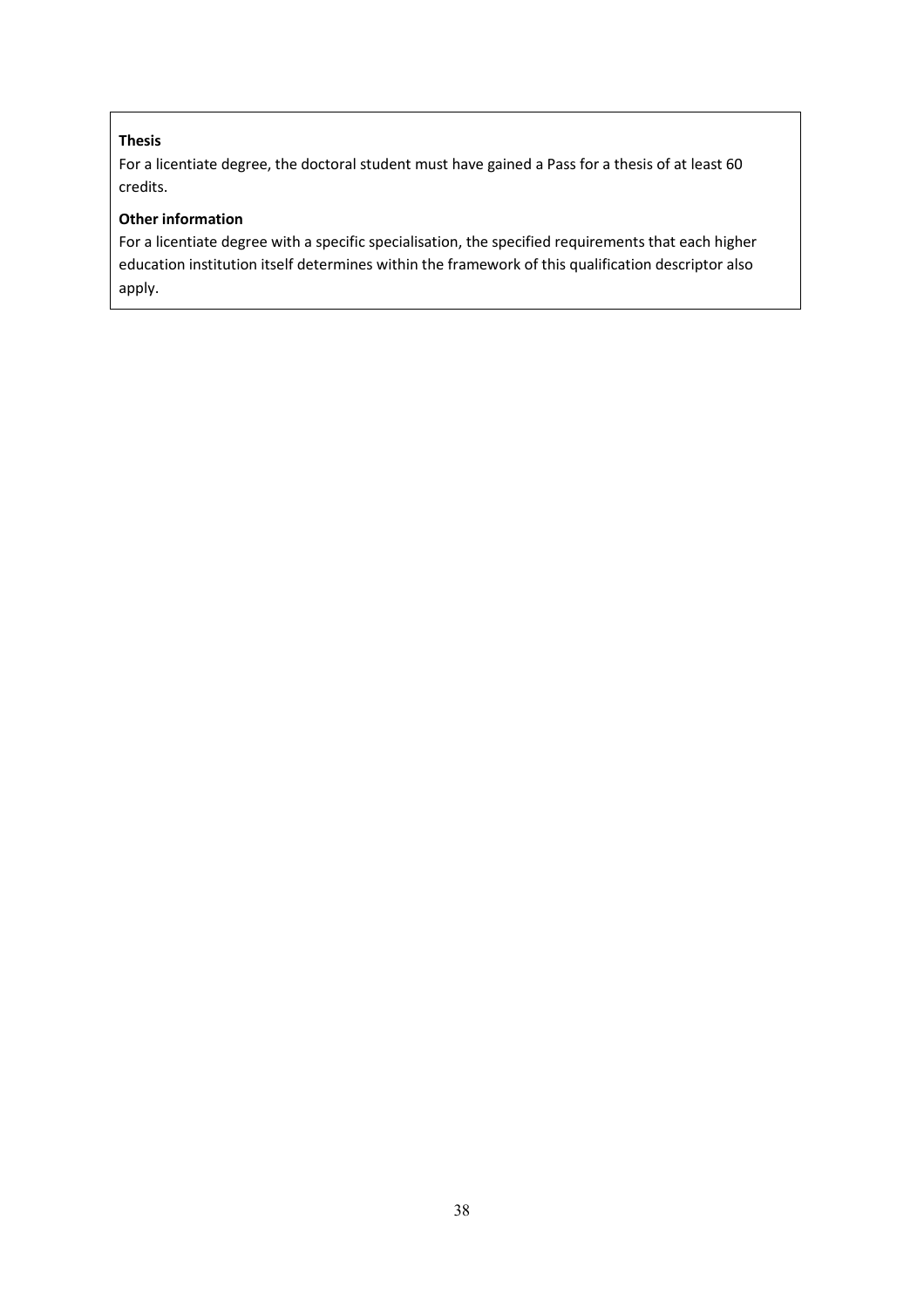**Thesis**

For a licentiate degree, the doctoral student must have gained a Pass for a thesis of at least 60 credits.

**Other information**

For a licentiate degree with a specific specialisation, the specified requirements that each higher education institution itself determines within the framework of this qualification descriptor also apply.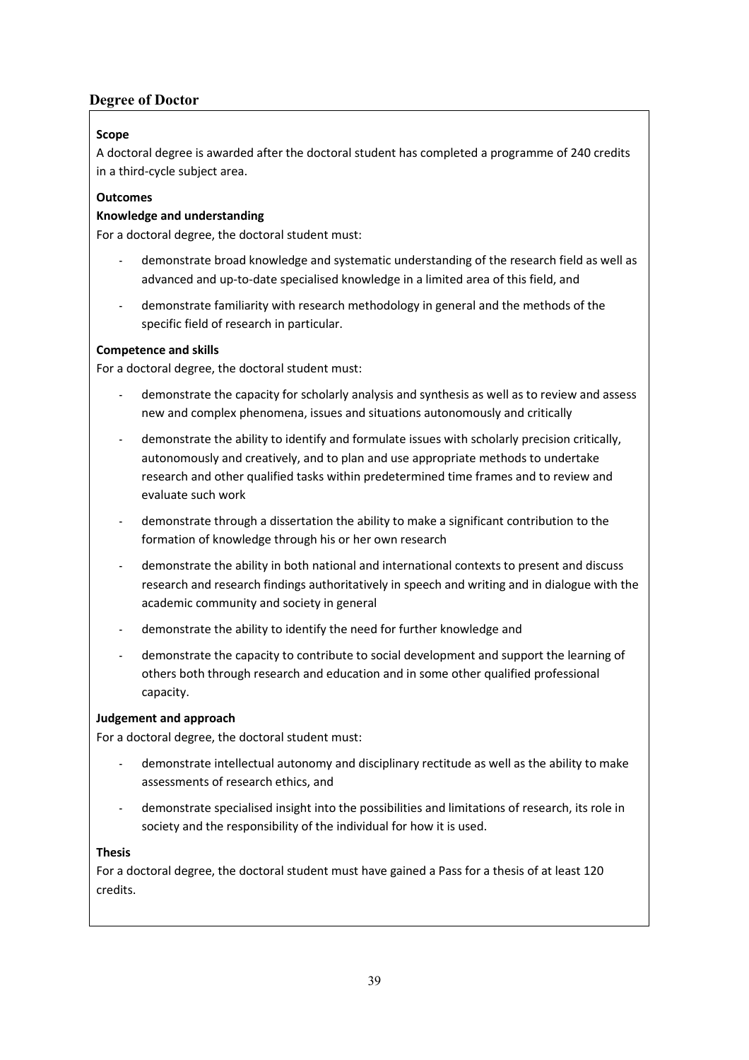## Degree of Doctor

**Scope**

A doctoral degree is awarded after the doctoral student has completed a programme of 240 credits in a third-cycle subject area.

**Outcomes**

**Knowledge and understanding**

For a doctoral degree, the doctoral student must:

- demonstrate broad knowledge and systematic understanding of the research field as well as advanced and up-to-date specialised knowledge in a limited area of this field, and
- demonstrate familiarity with research methodology in general and the methods of the specific field of research in particular.

**Competence and skills**

For a doctoral degree, the doctoral student must:

- demonstrate the capacity for scholarly analysis and synthesis as well as to review and assess new and complex phenomena, issues and situations autonomously and critically
- demonstrate the ability to identify and formulate issues with scholarly precision critically, autonomously and creatively, and to plan and use appropriate methods to undertake research and other qualified tasks within predetermined time frames and to review and evaluate such work
- demonstrate through a dissertation the ability to make a significant contribution to the formation of knowledge through his or her own research
- demonstrate the ability in both national and international contexts to present and discuss research and research findings authoritatively in speech and writing and in dialogue with the academic community and society in general
- demonstrate the ability to identify the need for further knowledge and
- demonstrate the capacity to contribute to social development and support the learning of others both through research and education and in some other qualified professional capacity.

**Judgement and approach**

For a doctoral degree, the doctoral student must:

- demonstrate intellectual autonomy and disciplinary rectitude as well as the ability to make assessments of research ethics, and
- demonstrate specialised insight into the possibilities and limitations of research, its role in society and the responsibility of the individual for how it is used.

**Thesis**

For a doctoral degree, the doctoral student must have gained a Pass for a thesis of at least 120 credits.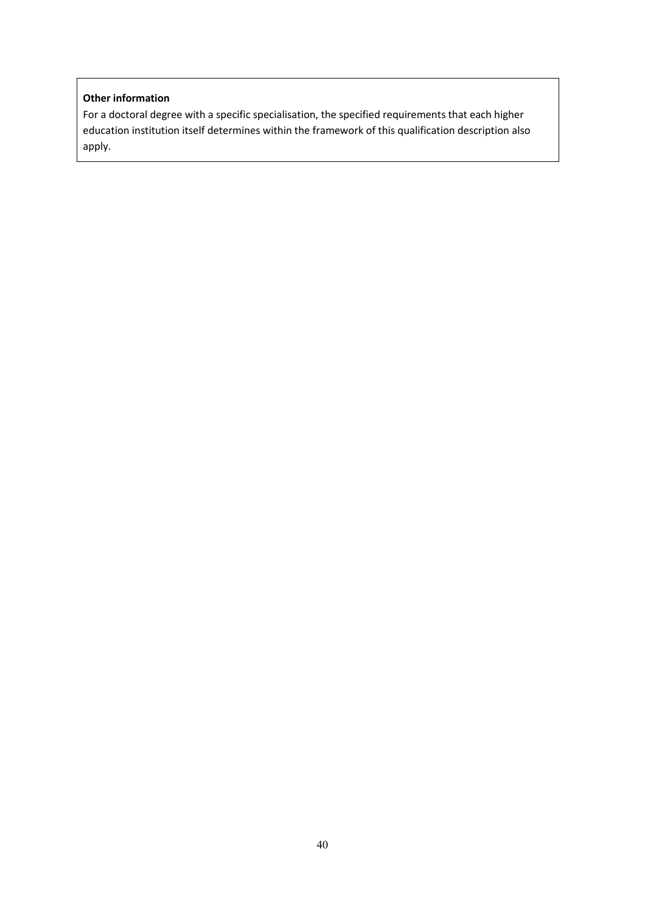**Other information**

For a doctoral degree with a specific specialisation, the specified requirements that each higher education institution itself determines within the framework of this qualification description also apply.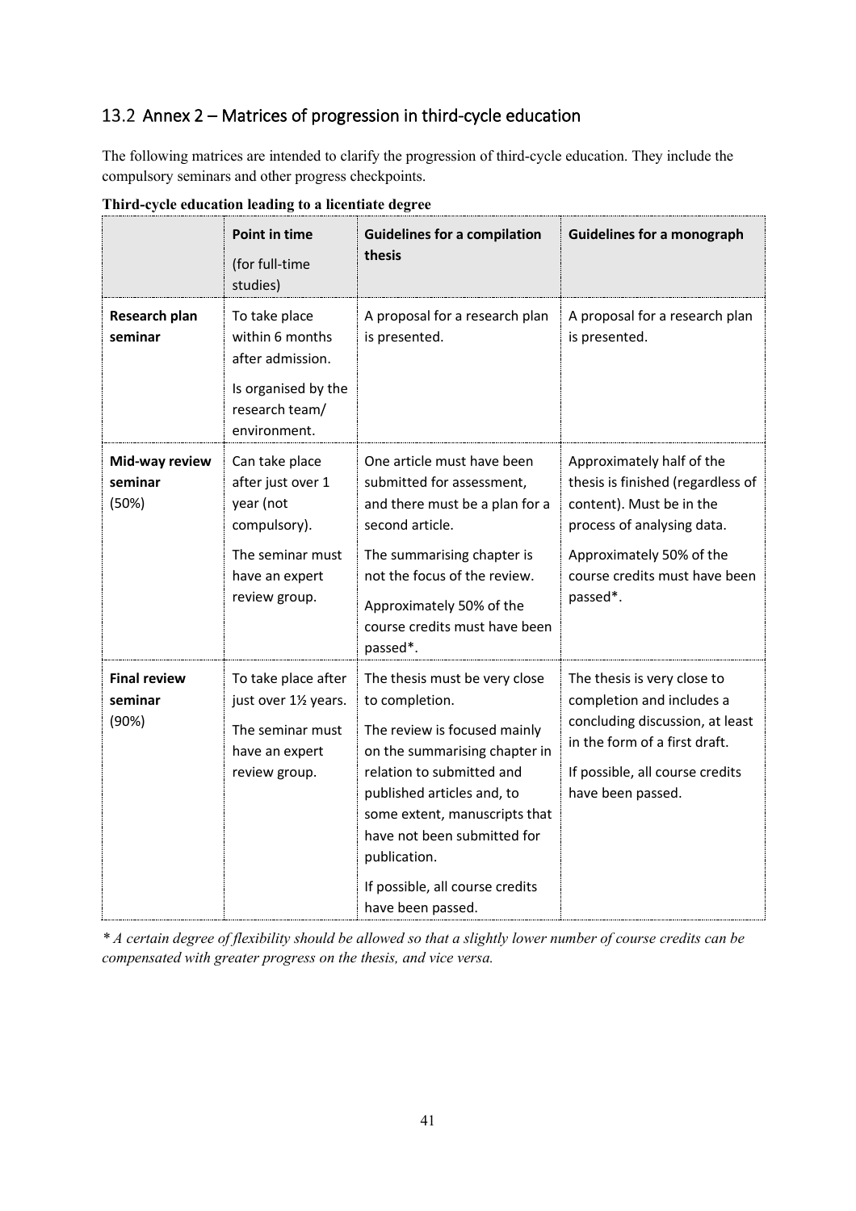## 13.2 Annex 2 – Matrices of progression in third-cycle education

The following matrices are intended to clarify the progression of third-cycle education. They include the compulsory seminars and other progress checkpoints.

**Third-cycle education leading to a licentiate degree**

| | **Point in time** (for full-time studies) | **Guidelines for a compilation thesis** | **Guidelines for a monograph** |
|---|---|---|---|
| **Research plan seminar** | To take place within 6 months after admission. Is organised by the research team/ environment. | A proposal for a research plan is presented. | A proposal for a research plan is presented. |
| **Mid-way review seminar** (50%) | Can take place after just over 1 year (not compulsory). The seminar must have an expert review group. | One article must have been submitted for assessment, and there must be a plan for a second article. The summarising chapter is not the focus of the review. Approximately 50% of the course credits must have been passed*. | Approximately half of the thesis is finished (regardless of content). Must be in the process of analysing data. Approximately 50% of the course credits must have been passed*. |
| **Final review seminar** (90%) | To take place after just over 1½ years. The seminar must have an expert review group. | The thesis must be very close to completion. The review is focused mainly on the summarising chapter in relation to submitted and published articles and, to some extent, manuscripts that have not been submitted for publication. If possible, all course credits have been passed. | The thesis is very close to completion and includes a concluding discussion, at least in the form of a first draft. If possible, all course credits have been passed. |

*\* A certain degree of flexibility should be allowed so that a slightly lower number of course credits can be compensated with greater progress on the thesis, and vice versa.*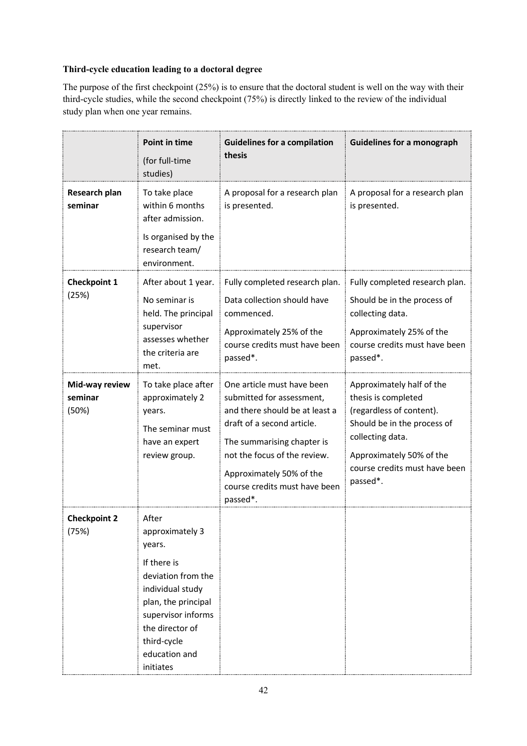**Third-cycle education leading to a doctoral degree**

The purpose of the first checkpoint (25%) is to ensure that the doctoral student is well on the way with their third-cycle studies, while the second checkpoint (75%) is directly linked to the review of the individual study plan when one year remains.

| | Point in time (for full-time studies) | Guidelines for a compilation thesis | Guidelines for a monograph |
|---|---|---|---|
| **Research plan seminar** | To take place within 6 months after admission. Is organised by the research team/ environment. | A proposal for a research plan is presented. | A proposal for a research plan is presented. |
| **Checkpoint 1** (25%) | After about 1 year. No seminar is held. The principal supervisor assesses whether the criteria are met. | Fully completed research plan. Data collection should have commenced. Approximately 25% of the course credits must have been passed*. | Fully completed research plan. Should be in the process of collecting data. Approximately 25% of the course credits must have been passed*. |
| **Mid-way review seminar** (50%) | To take place after approximately 2 years. The seminar must have an expert review group. | One article must have been submitted for assessment, and there should be at least a draft of a second article. The summarising chapter is not the focus of the review. Approximately 50% of the course credits must have been passed*. | Approximately half of the thesis is completed (regardless of content). Should be in the process of collecting data. Approximately 50% of the course credits must have been passed*. |
| **Checkpoint 2** (75%) | After approximately 3 years. If there is deviation from the individual study plan, the principal supervisor informs the director of third-cycle education and initiates | | |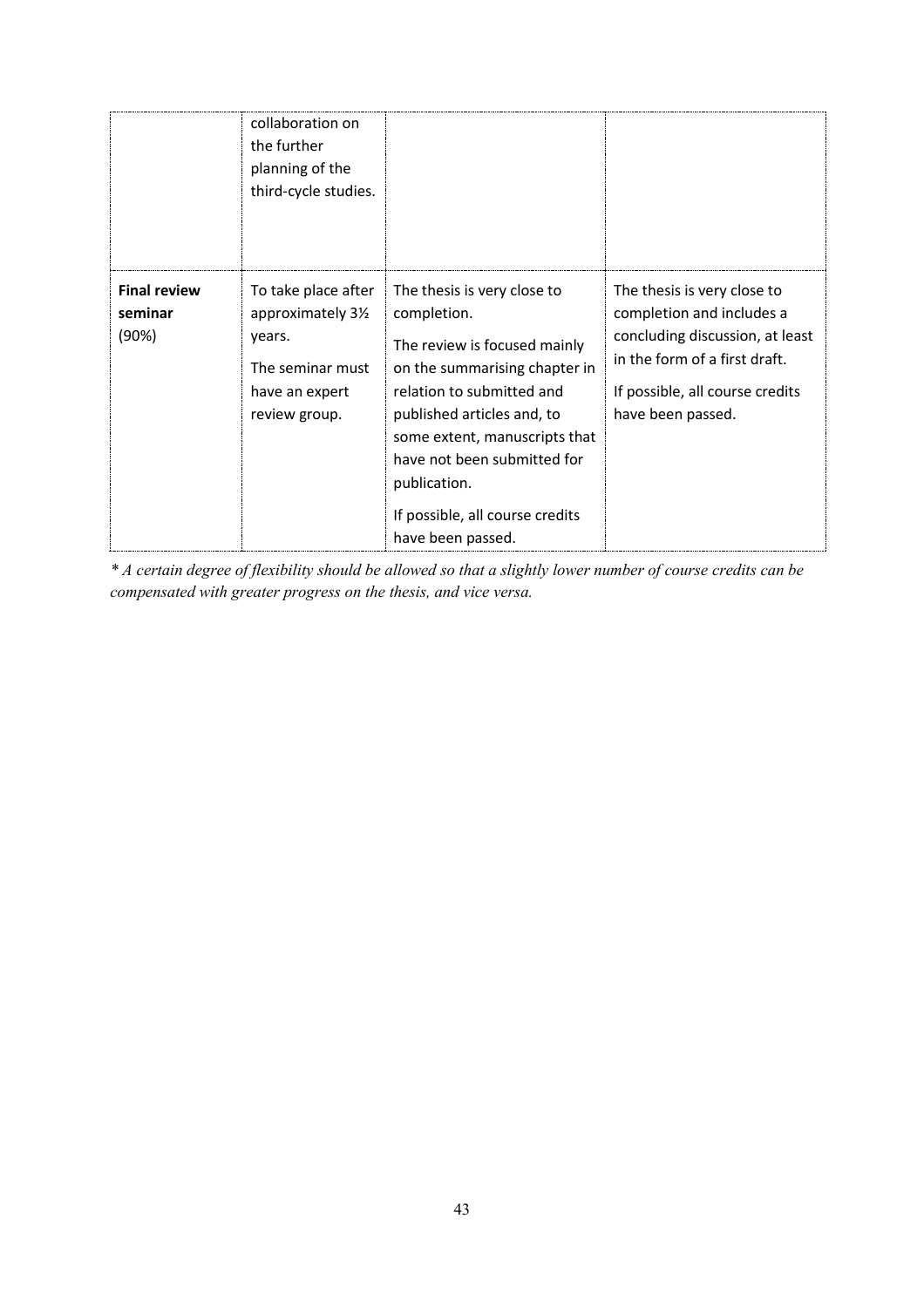| | | | |
|---|---|---|---|
| | collaboration on the further planning of the third-cycle studies. | | |
| **Final review seminar** (90%) | To take place after approximately 3½ years.<br><br>The seminar must have an expert review group. | The thesis is very close to completion.<br><br>The review is focused mainly on the summarising chapter in relation to submitted and published articles and, to some extent, manuscripts that have not been submitted for publication.<br><br>If possible, all course credits have been passed. | The thesis is very close to completion and includes a concluding discussion, at least in the form of a first draft.<br><br>If possible, all course credits have been passed. |

*\* A certain degree of flexibility should be allowed so that a slightly lower number of course credits can be compensated with greater progress on the thesis, and vice versa.*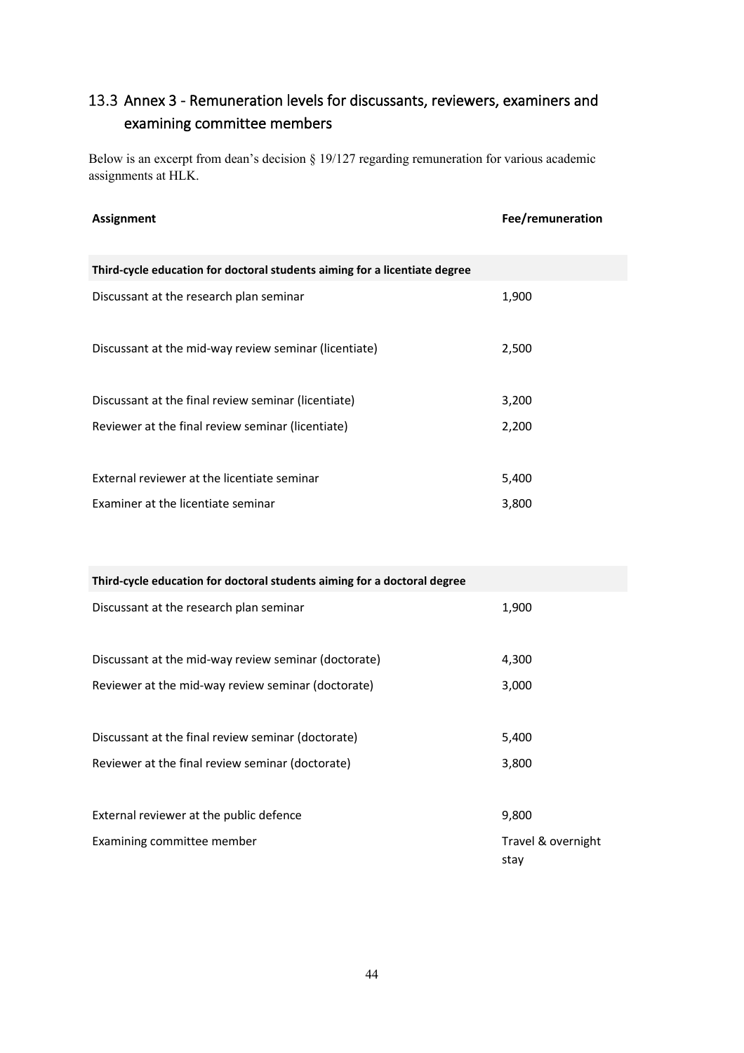## 13.3 Annex 3 - Remuneration levels for discussants, reviewers, examiners and examining committee members

Below is an excerpt from dean's decision § 19/127 regarding remuneration for various academic assignments at HLK.

| Assignment | Fee/remuneration |
| --- | --- |
| **Third-cycle education for doctoral students aiming for a licentiate degree** | |
| Discussant at the research plan seminar | 1,900 |
| Discussant at the mid-way review seminar (licentiate) | 2,500 |
| Discussant at the final review seminar (licentiate) | 3,200 |
| Reviewer at the final review seminar (licentiate) | 2,200 |
| External reviewer at the licentiate seminar | 5,400 |
| Examiner at the licentiate seminar | 3,800 |
| **Third-cycle education for doctoral students aiming for a doctoral degree** | |
| Discussant at the research plan seminar | 1,900 |
| Discussant at the mid-way review seminar (doctorate) | 4,300 |
| Reviewer at the mid-way review seminar (doctorate) | 3,000 |
| Discussant at the final review seminar (doctorate) | 5,400 |
| Reviewer at the final review seminar (doctorate) | 3,800 |
| External reviewer at the public defence | 9,800 |
| Examining committee member | Travel & overnight stay |